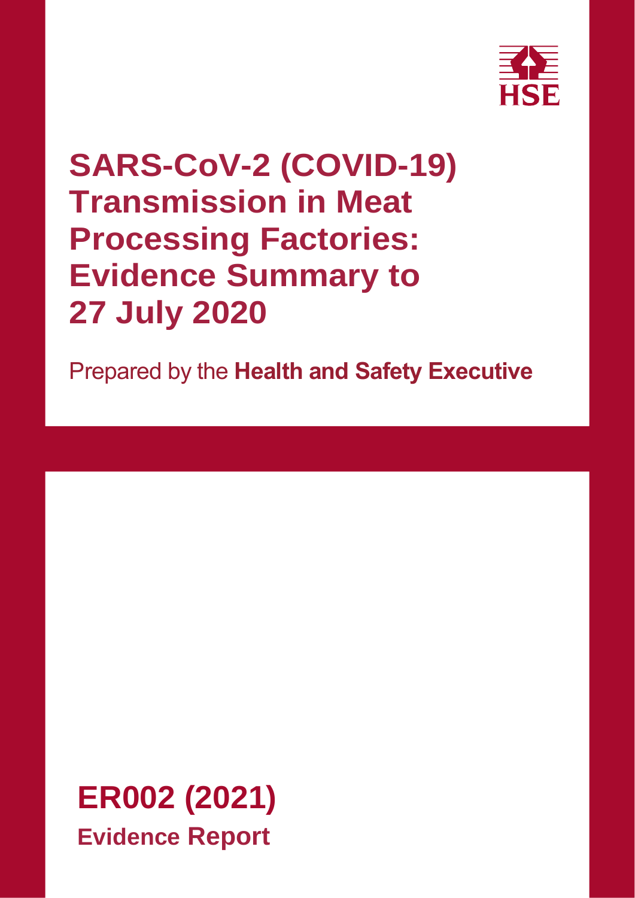HSE

# SARS-CoV-2 (COVID-19) Transmission in Meat Processing Factories: Evidence Summary to 27 July 2020

Prepared by the **Health and Safety Executive**

## ER002 (2021)

**Evidence Report**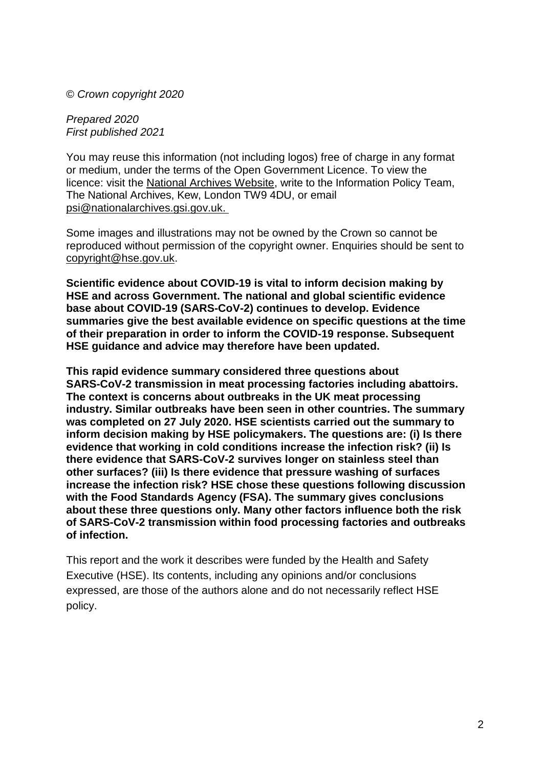*© Crown copyright 2020*

*Prepared 2020*
*First published 2021*

You may reuse this information (not including logos) free of charge in any format or medium, under the terms of the Open Government Licence. To view the licence: visit the National Archives Website, write to the Information Policy Team, The National Archives, Kew, London TW9 4DU, or email psi@nationalarchives.gsi.gov.uk.

Some images and illustrations may not be owned by the Crown so cannot be reproduced without permission of the copyright owner. Enquiries should be sent to copyright@hse.gov.uk.

**Scientific evidence about COVID-19 is vital to inform decision making by HSE and across Government. The national and global scientific evidence base about COVID-19 (SARS-CoV-2) continues to develop. Evidence summaries give the best available evidence on specific questions at the time of their preparation in order to inform the COVID-19 response. Subsequent HSE guidance and advice may therefore have been updated.**

**This rapid evidence summary considered three questions about SARS-CoV-2 transmission in meat processing factories including abattoirs. The context is concerns about outbreaks in the UK meat processing industry. Similar outbreaks have been seen in other countries. The summary was completed on 27 July 2020. HSE scientists carried out the summary to inform decision making by HSE policymakers. The questions are: (i) Is there evidence that working in cold conditions increase the infection risk? (ii) Is there evidence that SARS-CoV-2 survives longer on stainless steel than other surfaces? (iii) Is there evidence that pressure washing of surfaces increase the infection risk? HSE chose these questions following discussion with the Food Standards Agency (FSA). The summary gives conclusions about these three questions only. Many other factors influence both the risk of SARS-CoV-2 transmission within food processing factories and outbreaks of infection.**

This report and the work it describes were funded by the Health and Safety Executive (HSE). Its contents, including any opinions and/or conclusions expressed, are those of the authors alone and do not necessarily reflect HSE policy.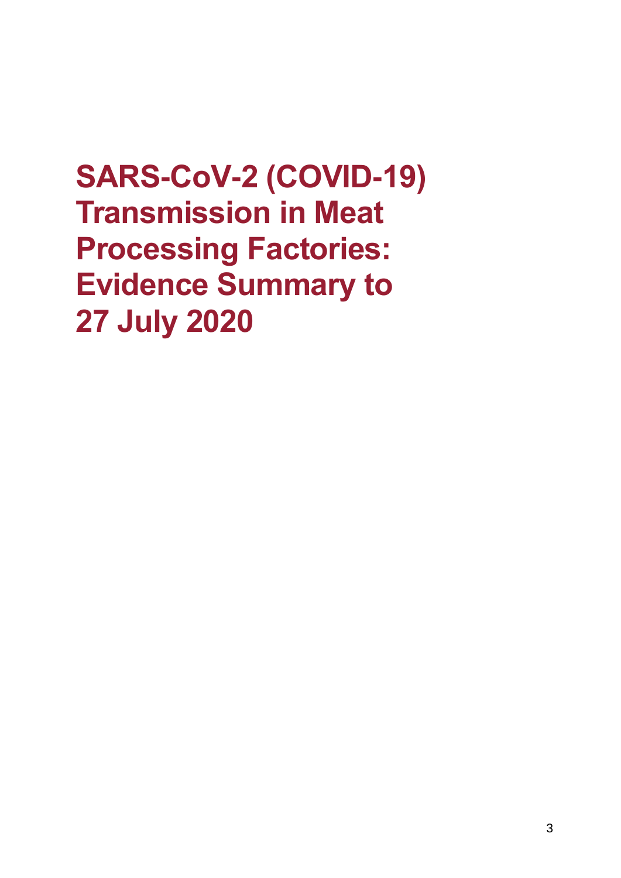# SARS-CoV-2 (COVID-19) Transmission in Meat Processing Factories: Evidence Summary to 27 July 2020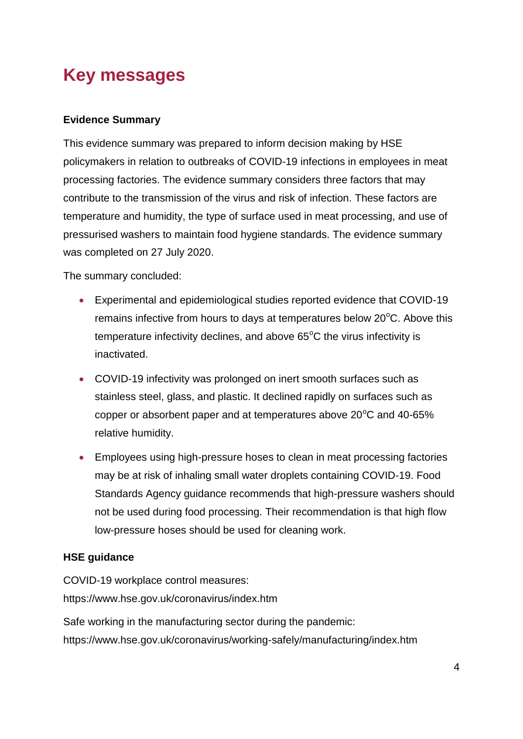# Key messages

**Evidence Summary**

This evidence summary was prepared to inform decision making by HSE policymakers in relation to outbreaks of COVID-19 infections in employees in meat processing factories. The evidence summary considers three factors that may contribute to the transmission of the virus and risk of infection. These factors are temperature and humidity, the type of surface used in meat processing, and use of pressurised washers to maintain food hygiene standards. The evidence summary was completed on 27 July 2020.

The summary concluded:

- Experimental and epidemiological studies reported evidence that COVID-19 remains infective from hours to days at temperatures below 20$^{o}$C. Above this temperature infectivity declines, and above 65$^{o}$C the virus infectivity is inactivated.
- COVID-19 infectivity was prolonged on inert smooth surfaces such as stainless steel, glass, and plastic. It declined rapidly on surfaces such as copper or absorbent paper and at temperatures above 20$^{o}$C and 40-65% relative humidity.
- Employees using high-pressure hoses to clean in meat processing factories may be at risk of inhaling small water droplets containing COVID-19. Food Standards Agency guidance recommends that high-pressure washers should not be used during food processing. Their recommendation is that high flow low-pressure hoses should be used for cleaning work.

**HSE guidance**

COVID-19 workplace control measures:
https://www.hse.gov.uk/coronavirus/index.htm

Safe working in the manufacturing sector during the pandemic:
https://www.hse.gov.uk/coronavirus/working-safely/manufacturing/index.htm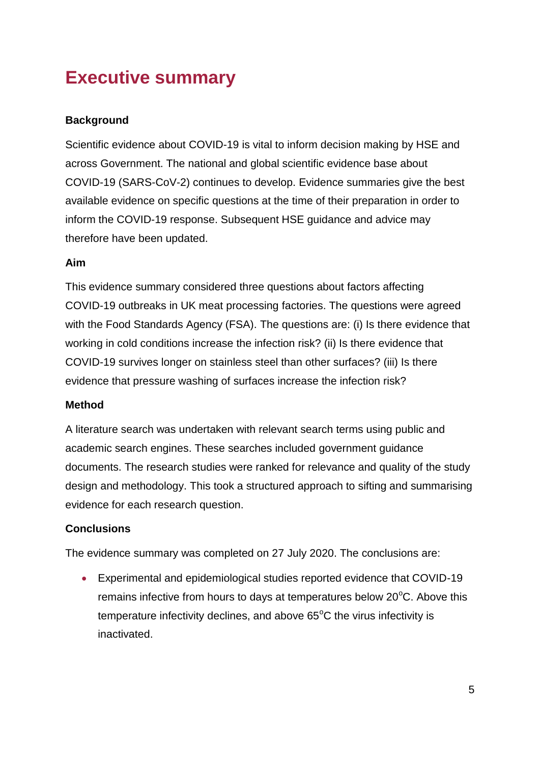# Executive summary

### Background

Scientific evidence about COVID-19 is vital to inform decision making by HSE and across Government. The national and global scientific evidence base about COVID-19 (SARS-CoV-2) continues to develop. Evidence summaries give the best available evidence on specific questions at the time of their preparation in order to inform the COVID-19 response. Subsequent HSE guidance and advice may therefore have been updated.

### Aim

This evidence summary considered three questions about factors affecting COVID-19 outbreaks in UK meat processing factories. The questions were agreed with the Food Standards Agency (FSA). The questions are: (i) Is there evidence that working in cold conditions increase the infection risk? (ii) Is there evidence that COVID-19 survives longer on stainless steel than other surfaces? (iii) Is there evidence that pressure washing of surfaces increase the infection risk?

### Method

A literature search was undertaken with relevant search terms using public and academic search engines. These searches included government guidance documents. The research studies were ranked for relevance and quality of the study design and methodology. This took a structured approach to sifting and summarising evidence for each research question.

### Conclusions

The evidence summary was completed on 27 July 2020. The conclusions are:

- Experimental and epidemiological studies reported evidence that COVID-19 remains infective from hours to days at temperatures below 20$^{o}$C. Above this temperature infectivity declines, and above 65$^{o}$C the virus infectivity is inactivated.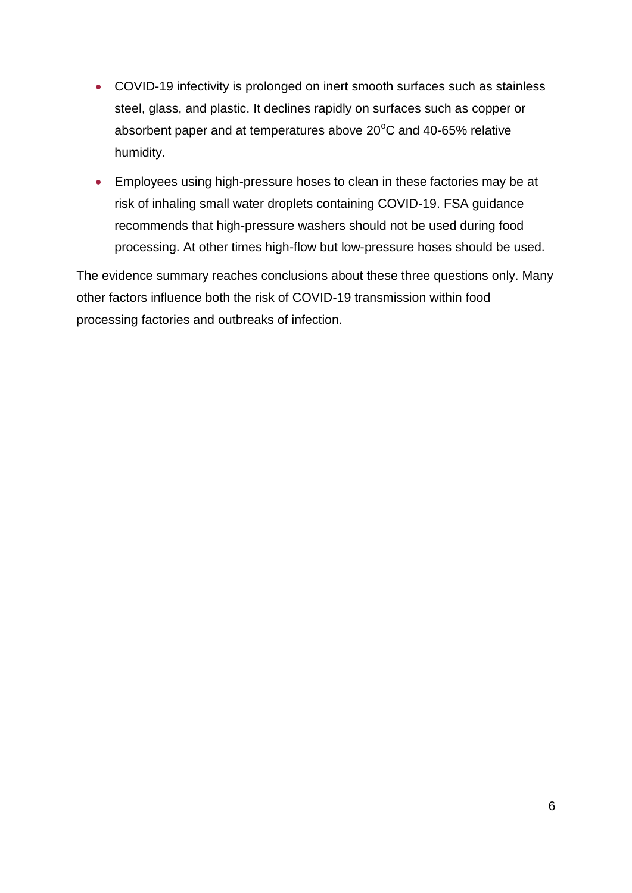- COVID-19 infectivity is prolonged on inert smooth surfaces such as stainless steel, glass, and plastic. It declines rapidly on surfaces such as copper or absorbent paper and at temperatures above $20^{o}C$ and 40-65% relative humidity.
- Employees using high-pressure hoses to clean in these factories may be at risk of inhaling small water droplets containing COVID-19. FSA guidance recommends that high-pressure washers should not be used during food processing. At other times high-flow but low-pressure hoses should be used.

The evidence summary reaches conclusions about these three questions only. Many other factors influence both the risk of COVID-19 transmission within food processing factories and outbreaks of infection.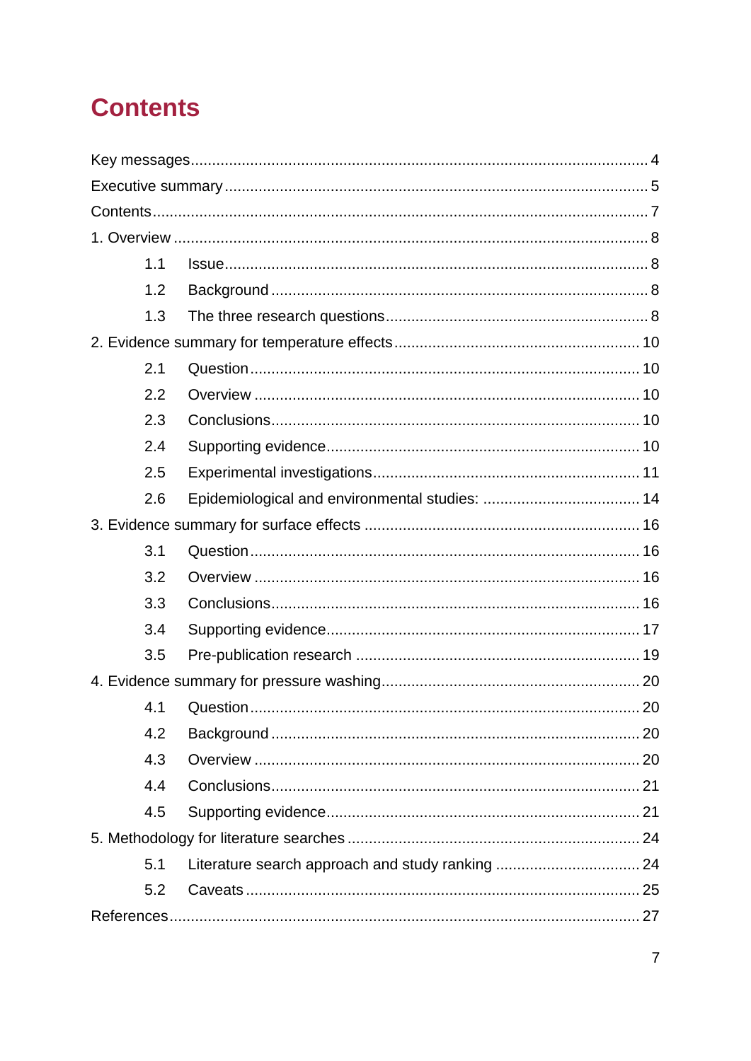# Contents

Key messages ........................................................................................................ 4

Executive summary ............................................................................................... 5

Contents ................................................................................................................ 7

1. Overview ............................................................................................................ 8

- 1.1 Issue ............................................................................................................. 8
- 1.2 Background ................................................................................................... 8
- 1.3 The three research questions ....................................................................... 8

2. Evidence summary for temperature effects ....................................................... 10

- 2.1 Question ...................................................................................................... 10
- 2.2 Overview ..................................................................................................... 10
- 2.3 Conclusions ................................................................................................. 10
- 2.4 Supporting evidence .................................................................................... 10
- 2.5 Experimental investigations .......................................................................... 11
- 2.6 Epidemiological and environmental studies: ................................................ 14

3. Evidence summary for surface effects ............................................................... 16

- 3.1 Question ...................................................................................................... 16
- 3.2 Overview ..................................................................................................... 16
- 3.3 Conclusions ................................................................................................. 16
- 3.4 Supporting evidence .................................................................................... 17
- 3.5 Pre-publication research .............................................................................. 19

4. Evidence summary for pressure washing .......................................................... 20

- 4.1 Question ...................................................................................................... 20
- 4.2 Background ................................................................................................. 20
- 4.3 Overview ..................................................................................................... 20
- 4.4 Conclusions ................................................................................................. 21
- 4.5 Supporting evidence .................................................................................... 21

5. Methodology for literature searches .................................................................. 24

- 5.1 Literature search approach and study ranking .............................................. 24
- 5.2 Caveats ....................................................................................................... 25

References .......................................................................................................... 27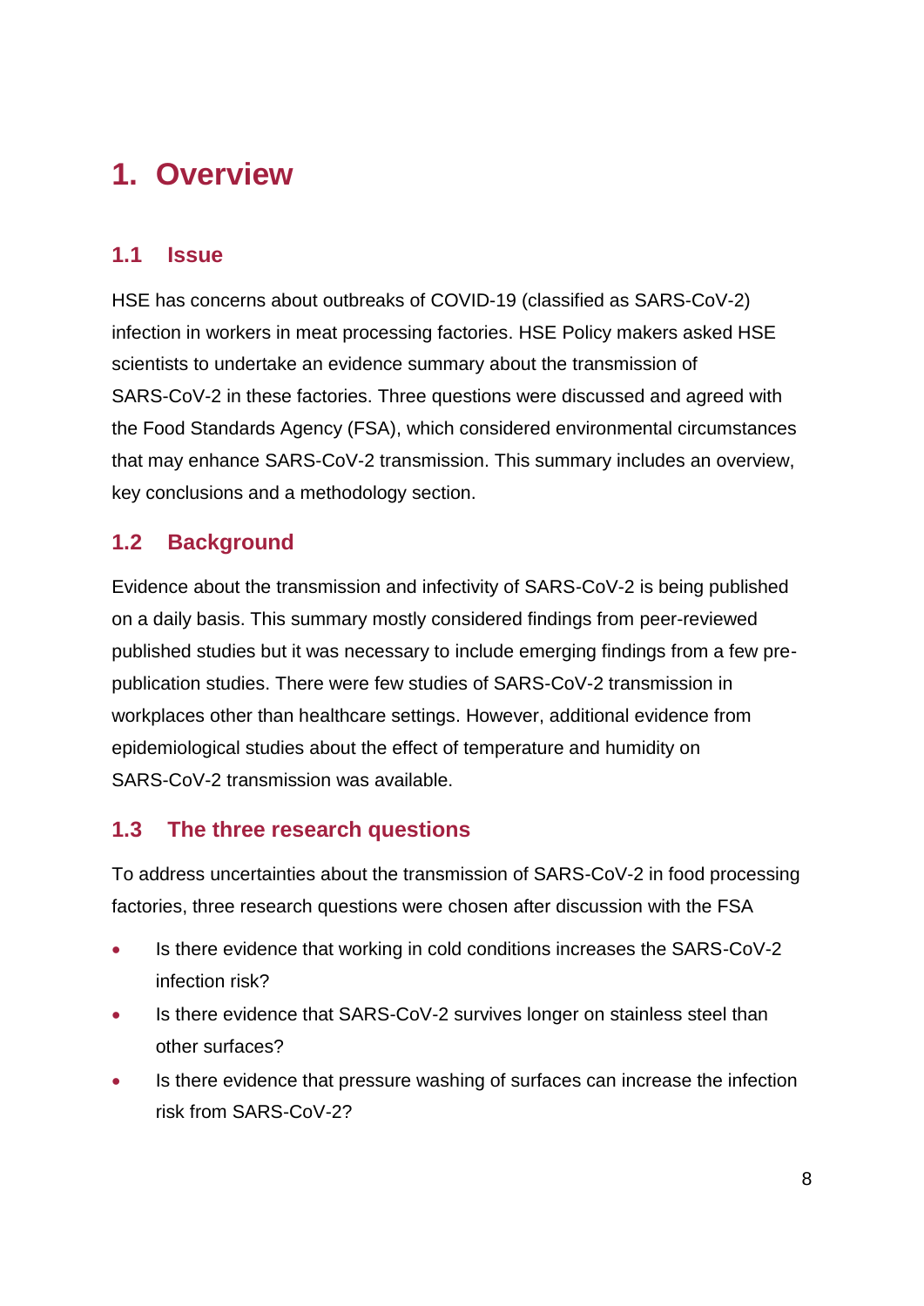# 1. Overview

## 1.1 Issue

HSE has concerns about outbreaks of COVID-19 (classified as SARS-CoV-2) infection in workers in meat processing factories. HSE Policy makers asked HSE scientists to undertake an evidence summary about the transmission of SARS-CoV-2 in these factories. Three questions were discussed and agreed with the Food Standards Agency (FSA), which considered environmental circumstances that may enhance SARS-CoV-2 transmission. This summary includes an overview, key conclusions and a methodology section.

## 1.2 Background

Evidence about the transmission and infectivity of SARS-CoV-2 is being published on a daily basis. This summary mostly considered findings from peer-reviewed published studies but it was necessary to include emerging findings from a few pre-publication studies. There were few studies of SARS-CoV-2 transmission in workplaces other than healthcare settings. However, additional evidence from epidemiological studies about the effect of temperature and humidity on SARS-CoV-2 transmission was available.

## 1.3 The three research questions

To address uncertainties about the transmission of SARS-CoV-2 in food processing factories, three research questions were chosen after discussion with the FSA

- Is there evidence that working in cold conditions increases the SARS-CoV-2 infection risk?
- Is there evidence that SARS-CoV-2 survives longer on stainless steel than other surfaces?
- Is there evidence that pressure washing of surfaces can increase the infection risk from SARS-CoV-2?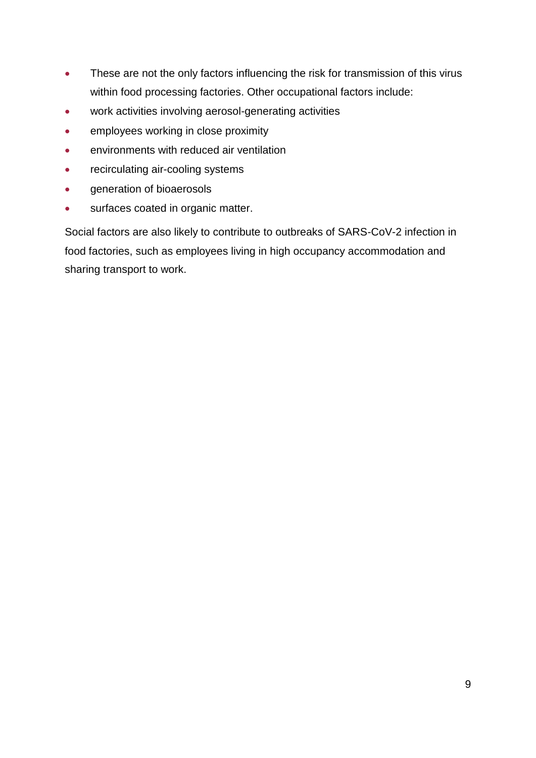- These are not the only factors influencing the risk for transmission of this virus within food processing factories. Other occupational factors include:
- work activities involving aerosol-generating activities
- employees working in close proximity
- environments with reduced air ventilation
- recirculating air-cooling systems
- generation of bioaerosols
- surfaces coated in organic matter.

Social factors are also likely to contribute to outbreaks of SARS-CoV-2 infection in food factories, such as employees living in high occupancy accommodation and sharing transport to work.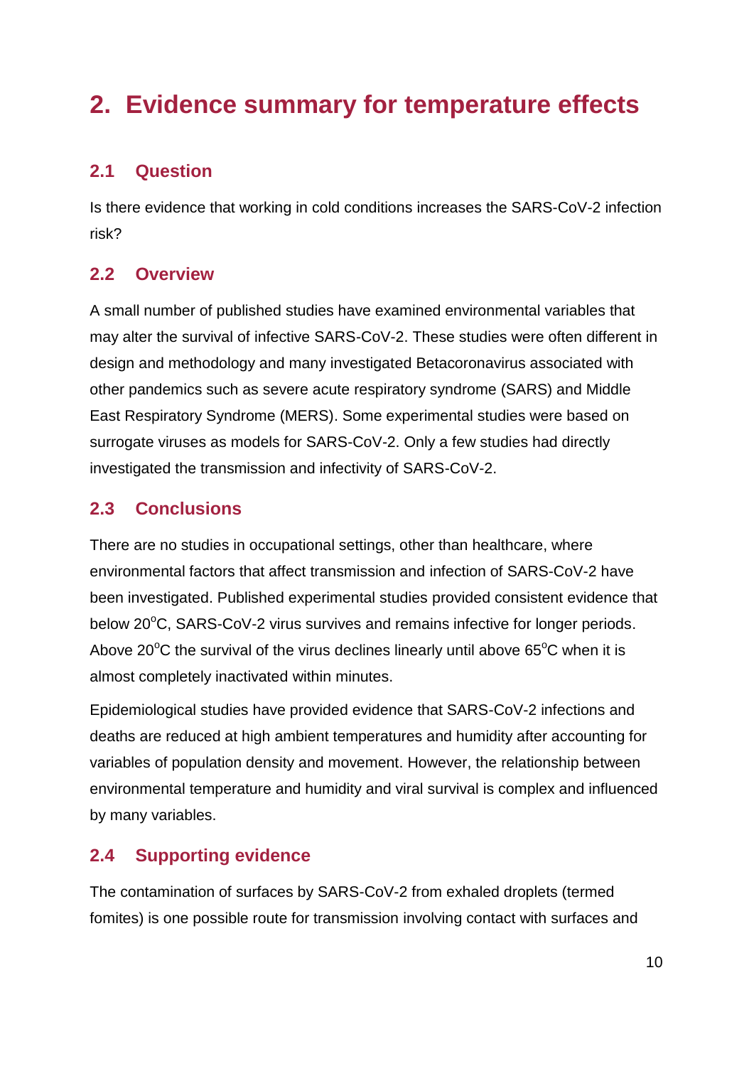# 2. Evidence summary for temperature effects

## 2.1 Question

Is there evidence that working in cold conditions increases the SARS-CoV-2 infection risk?

## 2.2 Overview

A small number of published studies have examined environmental variables that may alter the survival of infective SARS-CoV-2. These studies were often different in design and methodology and many investigated Betacoronavirus associated with other pandemics such as severe acute respiratory syndrome (SARS) and Middle East Respiratory Syndrome (MERS). Some experimental studies were based on surrogate viruses as models for SARS-CoV-2. Only a few studies had directly investigated the transmission and infectivity of SARS-CoV-2.

## 2.3 Conclusions

There are no studies in occupational settings, other than healthcare, where environmental factors that affect transmission and infection of SARS-CoV-2 have been investigated. Published experimental studies provided consistent evidence that below 20$^{o}$C, SARS-CoV-2 virus survives and remains infective for longer periods. Above 20$^{o}$C the survival of the virus declines linearly until above 65$^{o}$C when it is almost completely inactivated within minutes.

Epidemiological studies have provided evidence that SARS-CoV-2 infections and deaths are reduced at high ambient temperatures and humidity after accounting for variables of population density and movement. However, the relationship between environmental temperature and humidity and viral survival is complex and influenced by many variables.

## 2.4 Supporting evidence

The contamination of surfaces by SARS-CoV-2 from exhaled droplets (termed fomites) is one possible route for transmission involving contact with surfaces and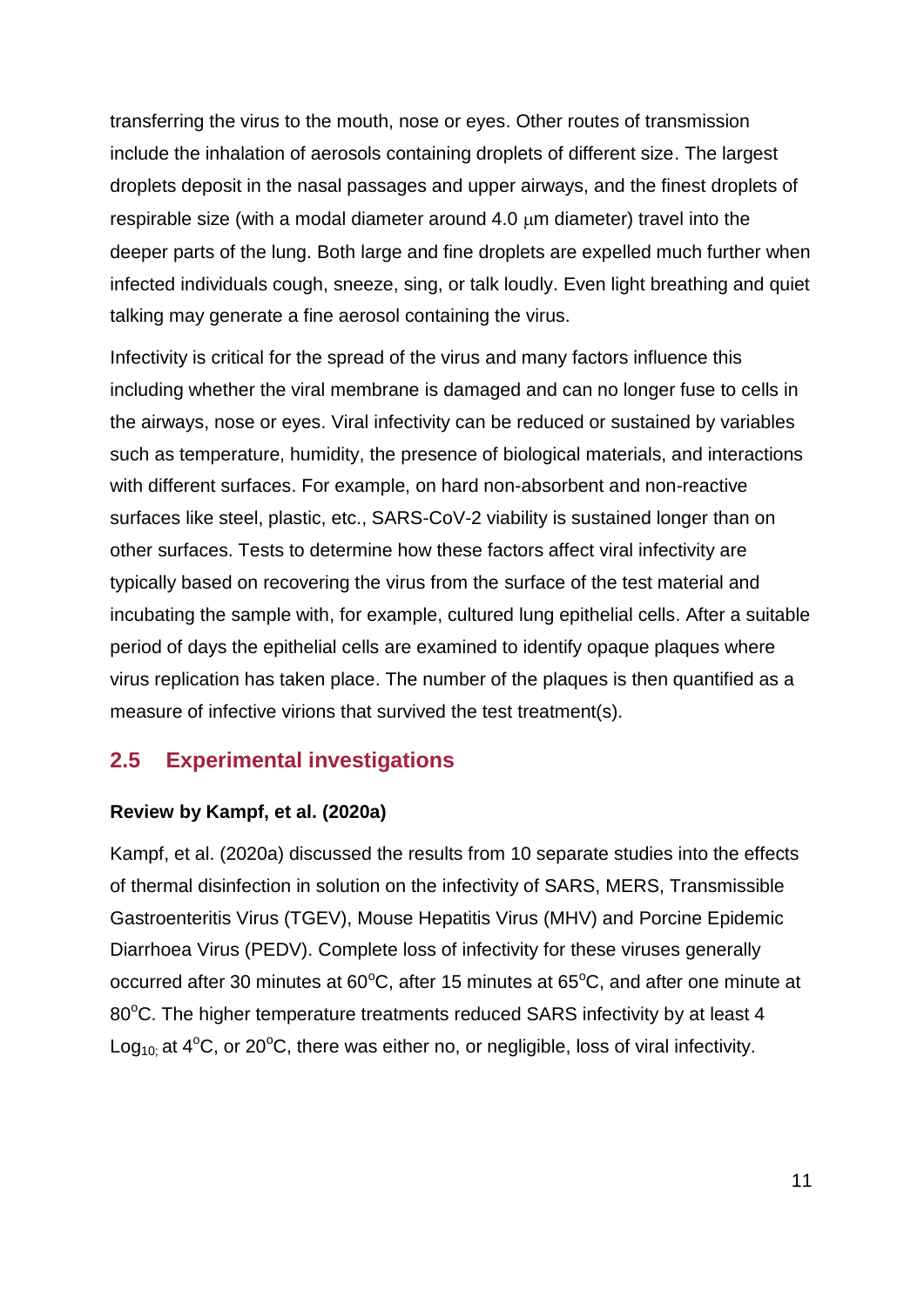transferring the virus to the mouth, nose or eyes. Other routes of transmission include the inhalation of aerosols containing droplets of different size. The largest droplets deposit in the nasal passages and upper airways, and the finest droplets of respirable size (with a modal diameter around 4.0 $\mu$m diameter) travel into the deeper parts of the lung. Both large and fine droplets are expelled much further when infected individuals cough, sneeze, sing, or talk loudly. Even light breathing and quiet talking may generate a fine aerosol containing the virus.

Infectivity is critical for the spread of the virus and many factors influence this including whether the viral membrane is damaged and can no longer fuse to cells in the airways, nose or eyes. Viral infectivity can be reduced or sustained by variables such as temperature, humidity, the presence of biological materials, and interactions with different surfaces. For example, on hard non-absorbent and non-reactive surfaces like steel, plastic, etc., SARS-CoV-2 viability is sustained longer than on other surfaces. Tests to determine how these factors affect viral infectivity are typically based on recovering the virus from the surface of the test material and incubating the sample with, for example, cultured lung epithelial cells. After a suitable period of days the epithelial cells are examined to identify opaque plaques where virus replication has taken place. The number of the plaques is then quantified as a measure of infective virions that survived the test treatment(s).

## 2.5 Experimental investigations

**Review by Kampf, et al. (2020a)**

Kampf, et al. (2020a) discussed the results from 10 separate studies into the effects of thermal disinfection in solution on the infectivity of SARS, MERS, Transmissible Gastroenteritis Virus (TGEV), Mouse Hepatitis Virus (MHV) and Porcine Epidemic Diarrhoea Virus (PEDV). Complete loss of infectivity for these viruses generally occurred after 30 minutes at 60$^{o}$C, after 15 minutes at 65$^{o}$C, and after one minute at 80$^{o}$C. The higher temperature treatments reduced SARS infectivity by at least 4 $Log_{10;}$ at 4$^{o}$C, or 20$^{o}$C, there was either no, or negligible, loss of viral infectivity.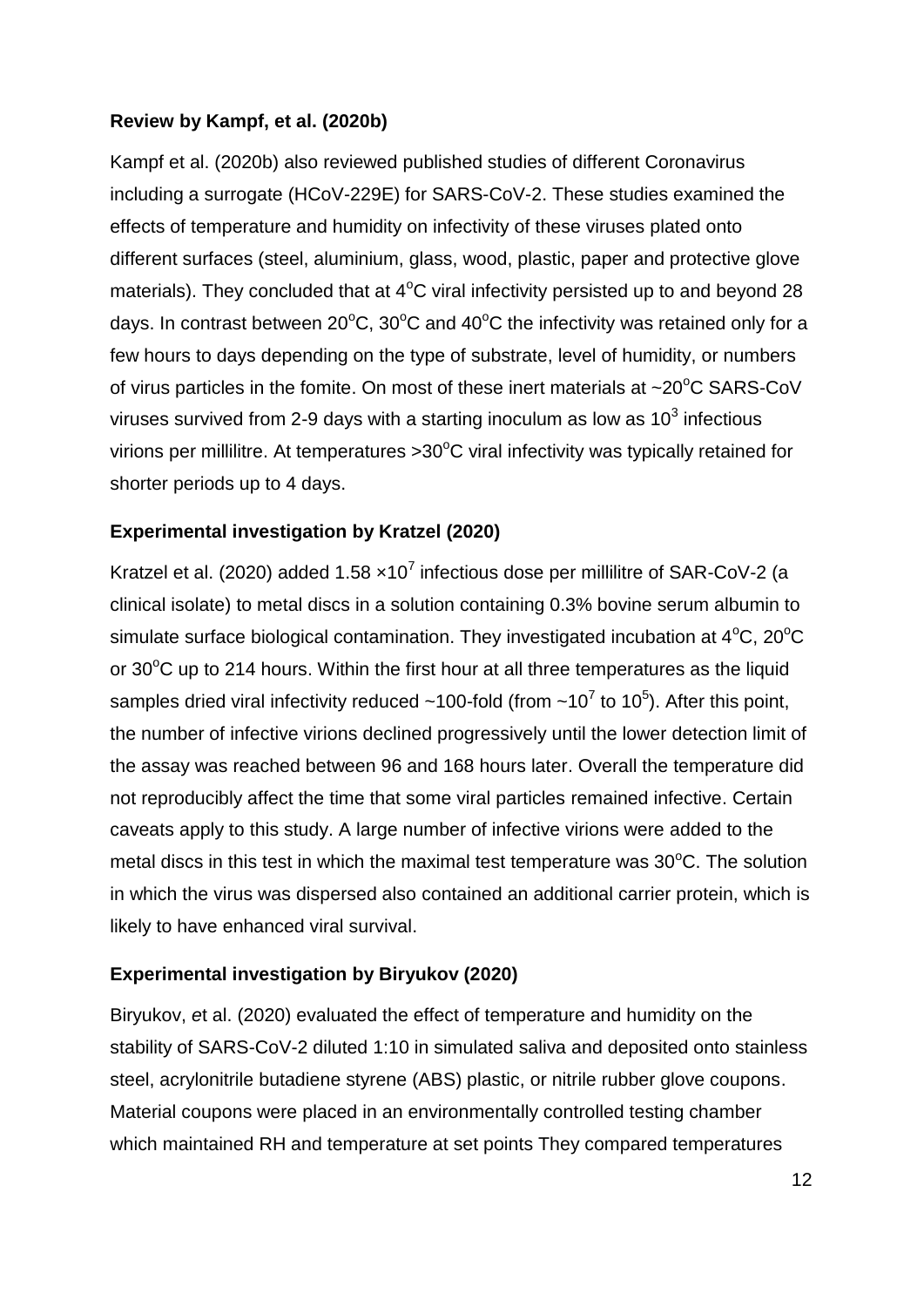**Review by Kampf, et al. (2020b)**

Kampf et al. (2020b) also reviewed published studies of different Coronavirus including a surrogate (HCoV-229E) for SARS-CoV-2. These studies examined the effects of temperature and humidity on infectivity of these viruses plated onto different surfaces (steel, aluminium, glass, wood, plastic, paper and protective glove materials). They concluded that at $4^oC$ viral infectivity persisted up to and beyond 28 days. In contrast between $20^oC$, $30^oC$ and $40^oC$ the infectivity was retained only for a few hours to days depending on the type of substrate, level of humidity, or numbers of virus particles in the fomite. On most of these inert materials at ~$20^oC$ SARS-CoV viruses survived from 2-9 days with a starting inoculum as low as $10^3$ infectious virions per millilitre. At temperatures >$30^oC$ viral infectivity was typically retained for shorter periods up to 4 days.

**Experimental investigation by Kratzel (2020)**

Kratzel et al. (2020) added $1.58 \times 10^7$ infectious dose per millilitre of SAR-CoV-2 (a clinical isolate) to metal discs in a solution containing 0.3% bovine serum albumin to simulate surface biological contamination. They investigated incubation at $4^oC$, $20^oC$ or $30^oC$ up to 214 hours. Within the first hour at all three temperatures as the liquid samples dried viral infectivity reduced ~100-fold (from ~$10^7$ to $10^5$). After this point, the number of infective virions declined progressively until the lower detection limit of the assay was reached between 96 and 168 hours later. Overall the temperature did not reproducibly affect the time that some viral particles remained infective. Certain caveats apply to this study. A large number of infective virions were added to the metal discs in this test in which the maximal test temperature was $30^oC$. The solution in which the virus was dispersed also contained an additional carrier protein, which is likely to have enhanced viral survival.

**Experimental investigation by Biryukov (2020)**

Biryukov, *e*t al. (2020) evaluated the effect of temperature and humidity on the stability of SARS-CoV-2 diluted 1:10 in simulated saliva and deposited onto stainless steel, acrylonitrile butadiene styrene (ABS) plastic, or nitrile rubber glove coupons. Material coupons were placed in an environmentally controlled testing chamber which maintained RH and temperature at set points They compared temperatures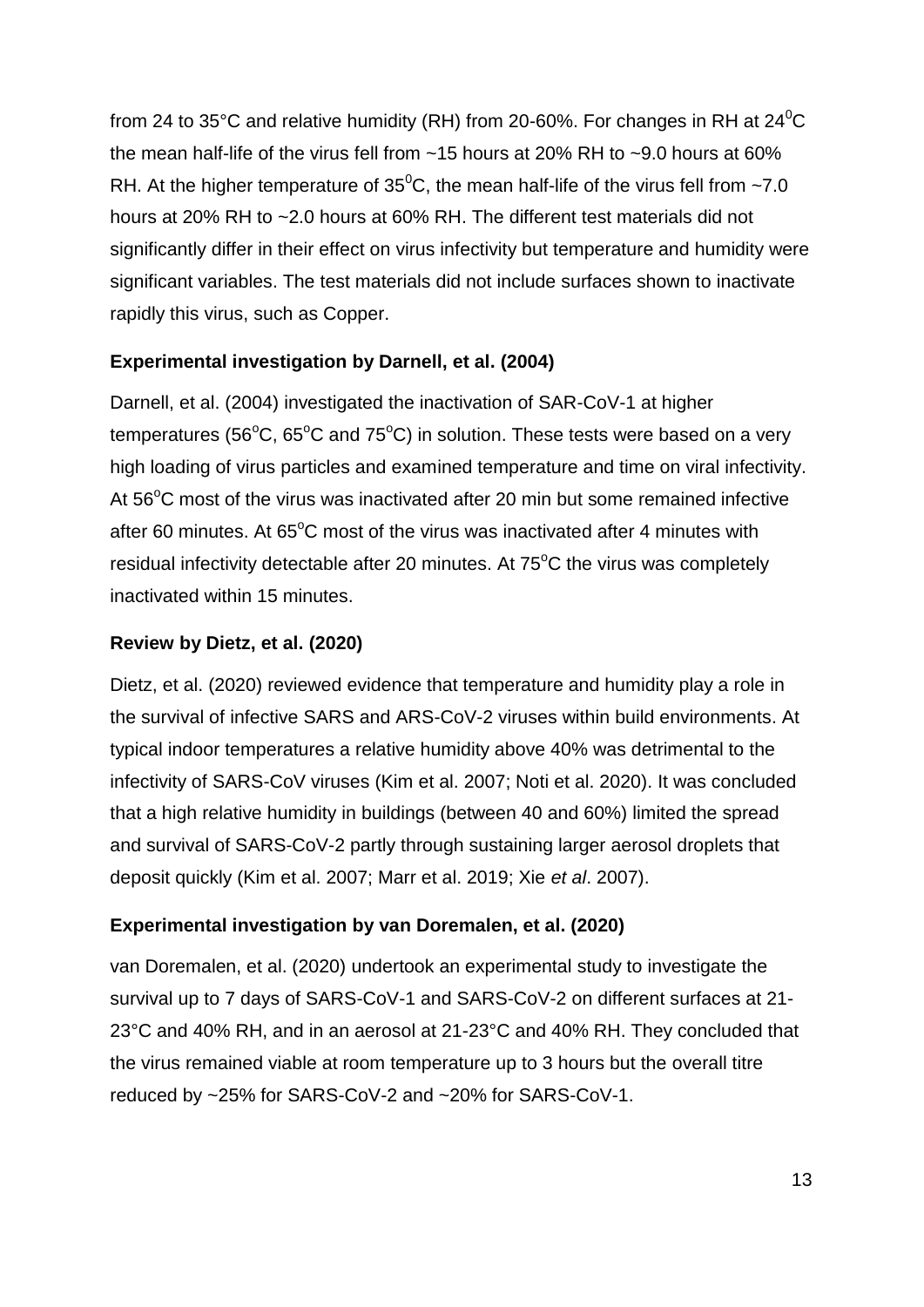from 24 to 35°C and relative humidity (RH) from 20-60%. For changes in RH at 24$^0$C the mean half-life of the virus fell from ~15 hours at 20% RH to ~9.0 hours at 60% RH. At the higher temperature of 35$^0$C, the mean half-life of the virus fell from ~7.0 hours at 20% RH to ~2.0 hours at 60% RH. The different test materials did not significantly differ in their effect on virus infectivity but temperature and humidity were significant variables. The test materials did not include surfaces shown to inactivate rapidly this virus, such as Copper.

**Experimental investigation by Darnell, et al. (2004)**

Darnell, et al. (2004) investigated the inactivation of SAR-CoV-1 at higher temperatures (56$^o$C, 65$^o$C and 75$^o$C) in solution. These tests were based on a very high loading of virus particles and examined temperature and time on viral infectivity. At 56$^o$C most of the virus was inactivated after 20 min but some remained infective after 60 minutes. At 65$^o$C most of the virus was inactivated after 4 minutes with residual infectivity detectable after 20 minutes. At 75$^o$C the virus was completely inactivated within 15 minutes.

**Review by Dietz, et al. (2020)**

Dietz, et al. (2020) reviewed evidence that temperature and humidity play a role in the survival of infective SARS and ARS-CoV-2 viruses within build environments. At typical indoor temperatures a relative humidity above 40% was detrimental to the infectivity of SARS-CoV viruses (Kim et al. 2007; Noti et al. 2020). It was concluded that a high relative humidity in buildings (between 40 and 60%) limited the spread and survival of SARS-CoV-2 partly through sustaining larger aerosol droplets that deposit quickly (Kim et al. 2007; Marr et al. 2019; Xie *et al*. 2007).

**Experimental investigation by van Doremalen, et al. (2020)**

van Doremalen, et al. (2020) undertook an experimental study to investigate the survival up to 7 days of SARS-CoV-1 and SARS-CoV-2 on different surfaces at 21-23°C and 40% RH, and in an aerosol at 21-23°C and 40% RH. They concluded that the virus remained viable at room temperature up to 3 hours but the overall titre reduced by ~25% for SARS-CoV-2 and ~20% for SARS-CoV-1.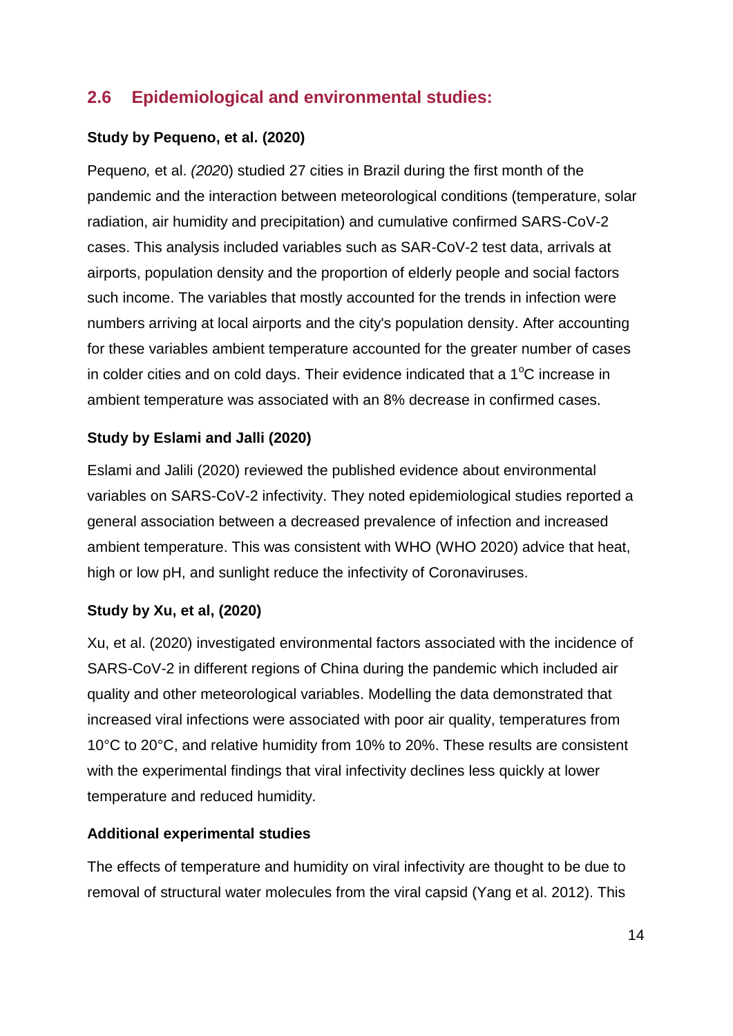## 2.6 Epidemiological and environmental studies:

**Study by Pequeno, et al. (2020)**

Pequen*o,* et al. *(202*0) studied 27 cities in Brazil during the first month of the pandemic and the interaction between meteorological conditions (temperature, solar radiation, air humidity and precipitation) and cumulative confirmed SARS-CoV-2 cases. This analysis included variables such as SAR-CoV-2 test data, arrivals at airports, population density and the proportion of elderly people and social factors such income. The variables that mostly accounted for the trends in infection were numbers arriving at local airports and the city's population density. After accounting for these variables ambient temperature accounted for the greater number of cases in colder cities and on cold days. Their evidence indicated that a 1$^{o}$C increase in ambient temperature was associated with an 8% decrease in confirmed cases.

**Study by Eslami and Jalli (2020)**

Eslami and Jalili (2020) reviewed the published evidence about environmental variables on SARS-CoV-2 infectivity. They noted epidemiological studies reported a general association between a decreased prevalence of infection and increased ambient temperature. This was consistent with WHO (WHO 2020) advice that heat, high or low pH, and sunlight reduce the infectivity of Coronaviruses.

**Study by Xu, et al, (2020)**

Xu, et al. (2020) investigated environmental factors associated with the incidence of SARS-CoV-2 in different regions of China during the pandemic which included air quality and other meteorological variables. Modelling the data demonstrated that increased viral infections were associated with poor air quality, temperatures from 10°C to 20°C, and relative humidity from 10% to 20%. These results are consistent with the experimental findings that viral infectivity declines less quickly at lower temperature and reduced humidity.

**Additional experimental studies**

The effects of temperature and humidity on viral infectivity are thought to be due to removal of structural water molecules from the viral capsid (Yang et al. 2012). This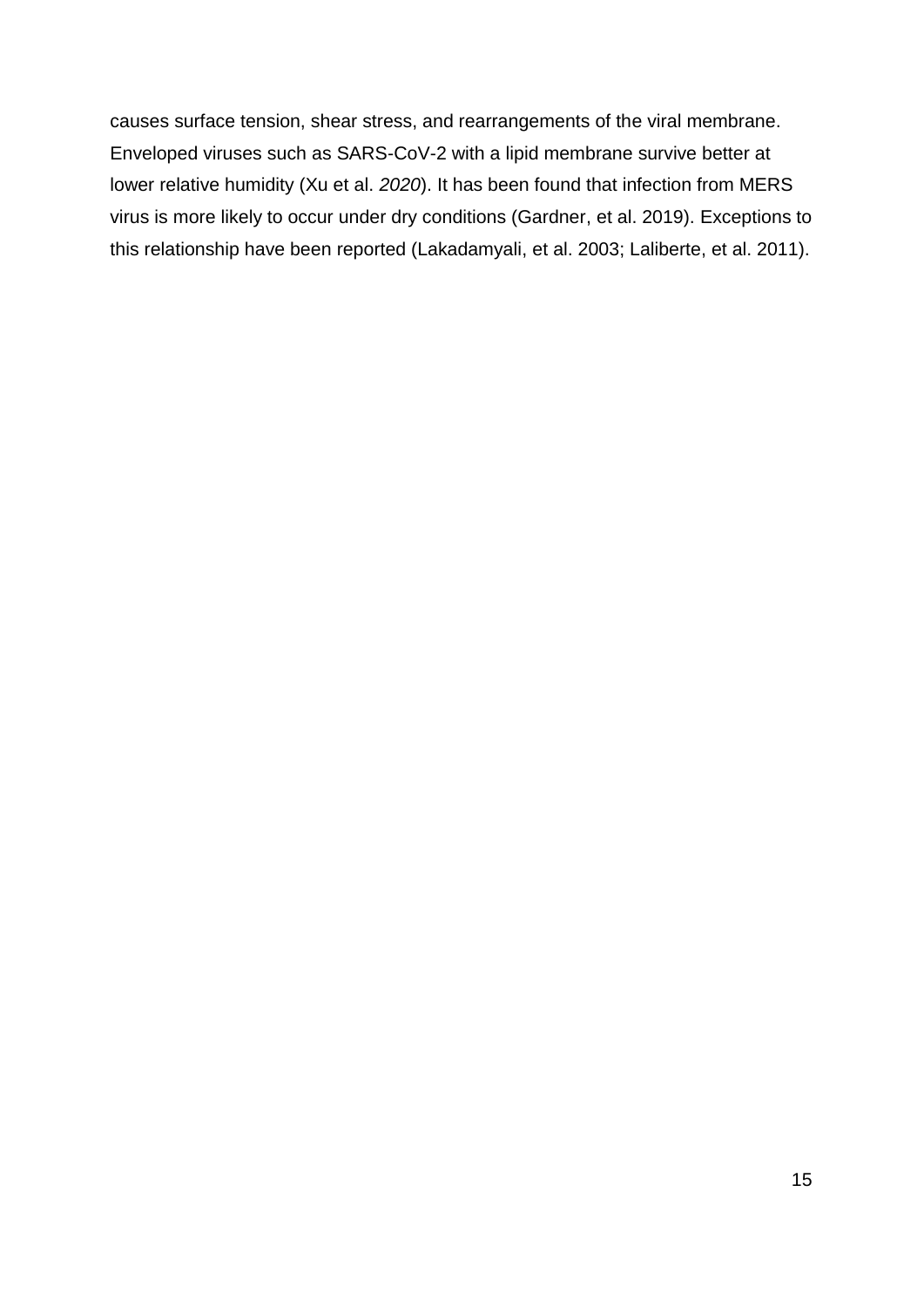causes surface tension, shear stress, and rearrangements of the viral membrane. Enveloped viruses such as SARS-CoV-2 with a lipid membrane survive better at lower relative humidity (Xu et al. *2020*). It has been found that infection from MERS virus is more likely to occur under dry conditions (Gardner, et al. 2019). Exceptions to this relationship have been reported (Lakadamyali, et al. 2003; Laliberte, et al. 2011).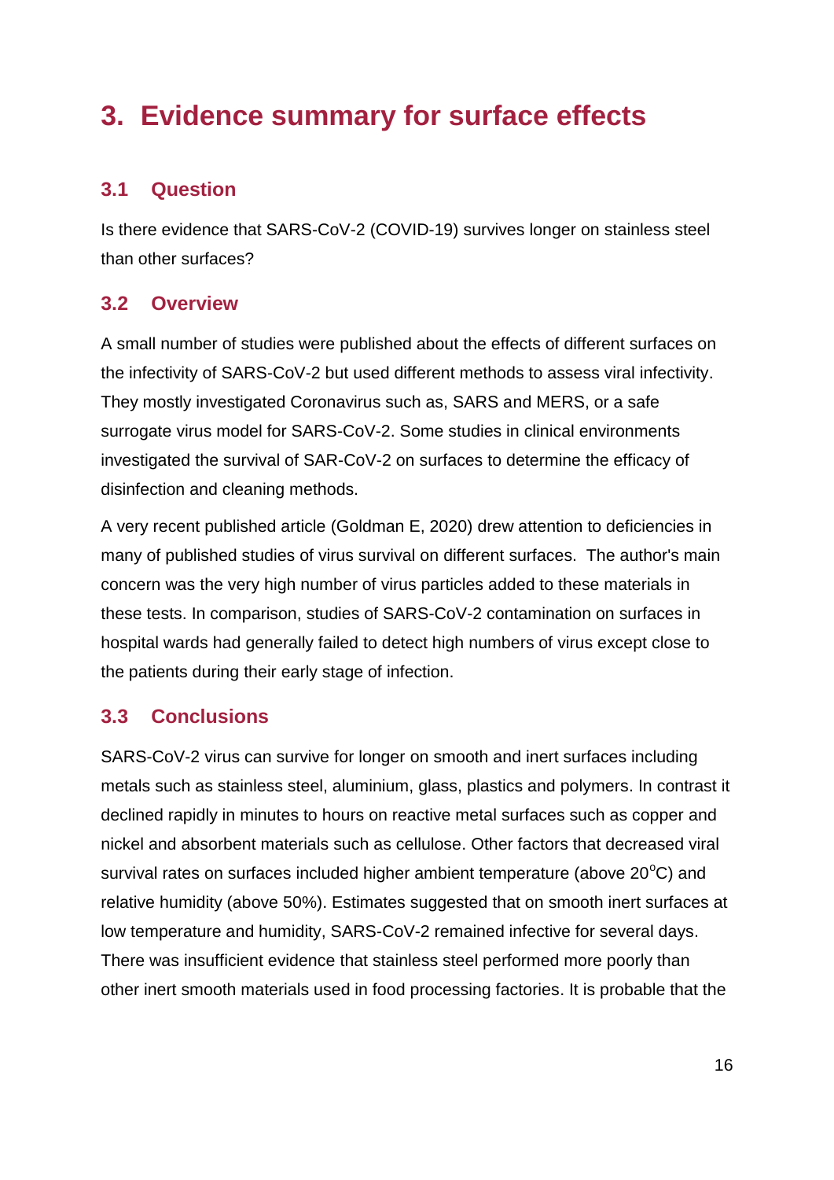# 3. Evidence summary for surface effects

## 3.1 Question

Is there evidence that SARS-CoV-2 (COVID-19) survives longer on stainless steel than other surfaces?

## 3.2 Overview

A small number of studies were published about the effects of different surfaces on the infectivity of SARS-CoV-2 but used different methods to assess viral infectivity. They mostly investigated Coronavirus such as, SARS and MERS, or a safe surrogate virus model for SARS-CoV-2. Some studies in clinical environments investigated the survival of SAR-CoV-2 on surfaces to determine the efficacy of disinfection and cleaning methods.

A very recent published article (Goldman E, 2020) drew attention to deficiencies in many of published studies of virus survival on different surfaces. The author's main concern was the very high number of virus particles added to these materials in these tests. In comparison, studies of SARS-CoV-2 contamination on surfaces in hospital wards had generally failed to detect high numbers of virus except close to the patients during their early stage of infection.

## 3.3 Conclusions

SARS-CoV-2 virus can survive for longer on smooth and inert surfaces including metals such as stainless steel, aluminium, glass, plastics and polymers. In contrast it declined rapidly in minutes to hours on reactive metal surfaces such as copper and nickel and absorbent materials such as cellulose. Other factors that decreased viral survival rates on surfaces included higher ambient temperature (above $20^{o}$C) and relative humidity (above 50%). Estimates suggested that on smooth inert surfaces at low temperature and humidity, SARS-CoV-2 remained infective for several days. There was insufficient evidence that stainless steel performed more poorly than other inert smooth materials used in food processing factories. It is probable that the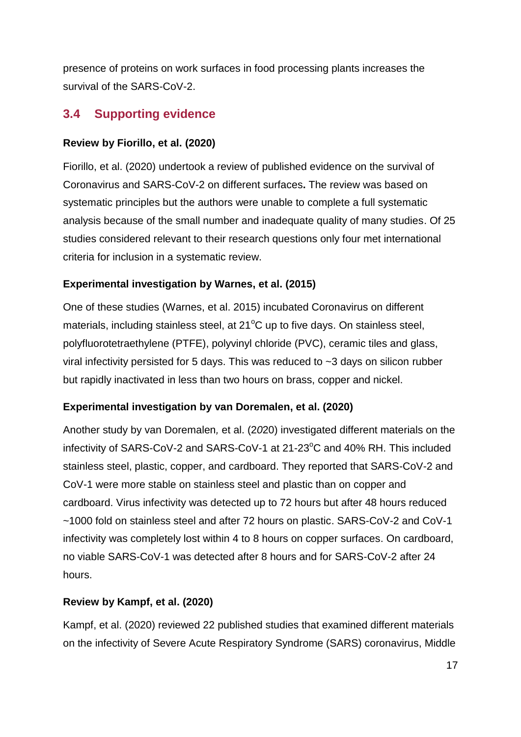presence of proteins on work surfaces in food processing plants increases the survival of the SARS-CoV-2.

## 3.4 Supporting evidence

**Review by Fiorillo, et al. (2020)**

Fiorillo, et al. (2020) undertook a review of published evidence on the survival of Coronavirus and SARS-CoV-2 on different surfaces**.** The review was based on systematic principles but the authors were unable to complete a full systematic analysis because of the small number and inadequate quality of many studies. Of 25 studies considered relevant to their research questions only four met international criteria for inclusion in a systematic review.

**Experimental investigation by Warnes, et al. (2015)**

One of these studies (Warnes, et al. 2015) incubated Coronavirus on different materials, including stainless steel, at 21$^{o}$C up to five days. On stainless steel, polyfluorotetraethylene (PTFE), polyvinyl chloride (PVC), ceramic tiles and glass, viral infectivity persisted for 5 days. This was reduced to ~3 days on silicon rubber but rapidly inactivated in less than two hours on brass, copper and nickel.

**Experimental investigation by van Doremalen, et al. (2020)**

Another study by van Doremalen*,* et al. (2020) investigated different materials on the infectivity of SARS-CoV-2 and SARS-CoV-1 at 21-23$^{o}$C and 40% RH. This included stainless steel, plastic, copper, and cardboard. They reported that SARS-CoV-2 and CoV-1 were more stable on stainless steel and plastic than on copper and cardboard. Virus infectivity was detected up to 72 hours but after 48 hours reduced ~1000 fold on stainless steel and after 72 hours on plastic. SARS-CoV-2 and CoV-1 infectivity was completely lost within 4 to 8 hours on copper surfaces. On cardboard, no viable SARS-CoV-1 was detected after 8 hours and for SARS-CoV-2 after 24 hours.

**Review by Kampf, et al. (2020)**

Kampf, et al. (2020) reviewed 22 published studies that examined different materials on the infectivity of Severe Acute Respiratory Syndrome (SARS) coronavirus, Middle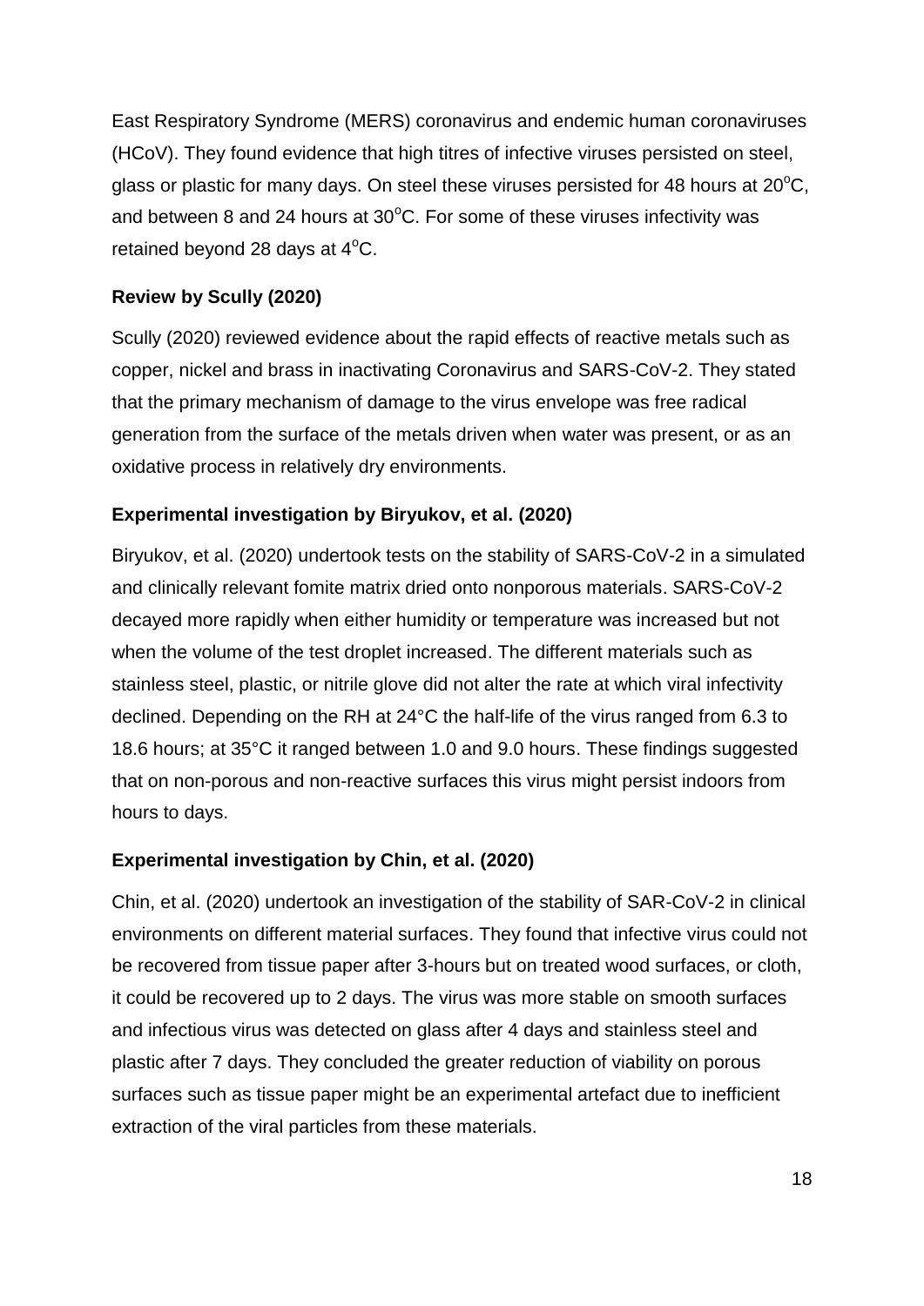East Respiratory Syndrome (MERS) coronavirus and endemic human coronaviruses (HCoV). They found evidence that high titres of infective viruses persisted on steel, glass or plastic for many days. On steel these viruses persisted for 48 hours at 20$^{o}$C, and between 8 and 24 hours at 30$^{o}$C. For some of these viruses infectivity was retained beyond 28 days at 4$^{o}$C.

**Review by Scully (2020)**

Scully (2020) reviewed evidence about the rapid effects of reactive metals such as copper, nickel and brass in inactivating Coronavirus and SARS-CoV-2. They stated that the primary mechanism of damage to the virus envelope was free radical generation from the surface of the metals driven when water was present, or as an oxidative process in relatively dry environments.

**Experimental investigation by Biryukov, et al. (2020)**

Biryukov, et al. (2020) undertook tests on the stability of SARS-CoV-2 in a simulated and clinically relevant fomite matrix dried onto nonporous materials. SARS-CoV-2 decayed more rapidly when either humidity or temperature was increased but not when the volume of the test droplet increased. The different materials such as stainless steel, plastic, or nitrile glove did not alter the rate at which viral infectivity declined. Depending on the RH at 24°C the half-life of the virus ranged from 6.3 to 18.6 hours; at 35°C it ranged between 1.0 and 9.0 hours. These findings suggested that on non-porous and non-reactive surfaces this virus might persist indoors from hours to days.

**Experimental investigation by Chin, et al. (2020)**

Chin, et al. (2020) undertook an investigation of the stability of SAR-CoV-2 in clinical environments on different material surfaces. They found that infective virus could not be recovered from tissue paper after 3-hours but on treated wood surfaces, or cloth, it could be recovered up to 2 days. The virus was more stable on smooth surfaces and infectious virus was detected on glass after 4 days and stainless steel and plastic after 7 days. They concluded the greater reduction of viability on porous surfaces such as tissue paper might be an experimental artefact due to inefficient extraction of the viral particles from these materials.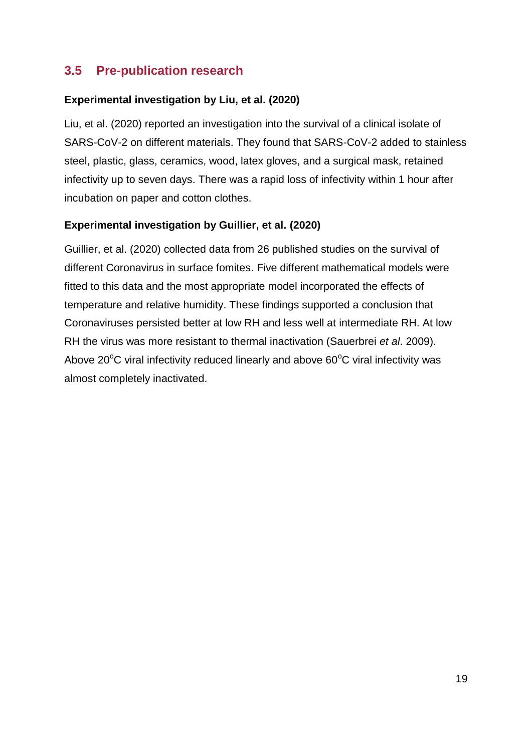## 3.5 Pre-publication research

**Experimental investigation by Liu, et al. (2020)**

Liu, et al. (2020) reported an investigation into the survival of a clinical isolate of SARS-CoV-2 on different materials. They found that SARS-CoV-2 added to stainless steel, plastic, glass, ceramics, wood, latex gloves, and a surgical mask, retained infectivity up to seven days. There was a rapid loss of infectivity within 1 hour after incubation on paper and cotton clothes.

**Experimental investigation by Guillier, et al. (2020)**

Guillier, et al. (2020) collected data from 26 published studies on the survival of different Coronavirus in surface fomites. Five different mathematical models were fitted to this data and the most appropriate model incorporated the effects of temperature and relative humidity. These findings supported a conclusion that Coronaviruses persisted better at low RH and less well at intermediate RH. At low RH the virus was more resistant to thermal inactivation (Sauerbrei *et al*. 2009). Above 20°C viral infectivity reduced linearly and above 60°C viral infectivity was almost completely inactivated.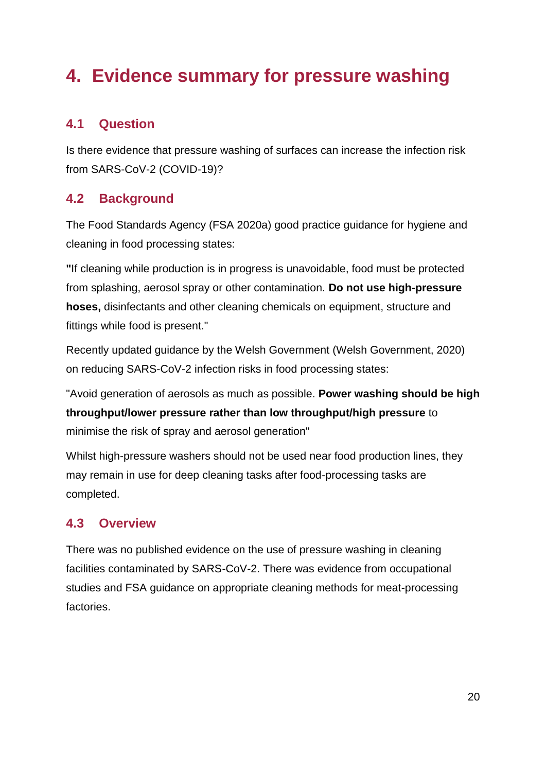# 4. Evidence summary for pressure washing

## 4.1 Question

Is there evidence that pressure washing of surfaces can increase the infection risk from SARS-CoV-2 (COVID-19)?

## 4.2 Background

The Food Standards Agency (FSA 2020a) good practice guidance for hygiene and cleaning in food processing states:

**"**If cleaning while production is in progress is unavoidable, food must be protected from splashing, aerosol spray or other contamination. **Do not use high-pressure hoses,** disinfectants and other cleaning chemicals on equipment, structure and fittings while food is present."

Recently updated guidance by the Welsh Government (Welsh Government, 2020) on reducing SARS-CoV-2 infection risks in food processing states:

"Avoid generation of aerosols as much as possible. **Power washing should be high throughput/lower pressure rather than low throughput/high pressure** to minimise the risk of spray and aerosol generation"

Whilst high-pressure washers should not be used near food production lines, they may remain in use for deep cleaning tasks after food-processing tasks are completed.

## 4.3 Overview

There was no published evidence on the use of pressure washing in cleaning facilities contaminated by SARS-CoV-2. There was evidence from occupational studies and FSA guidance on appropriate cleaning methods for meat-processing factories.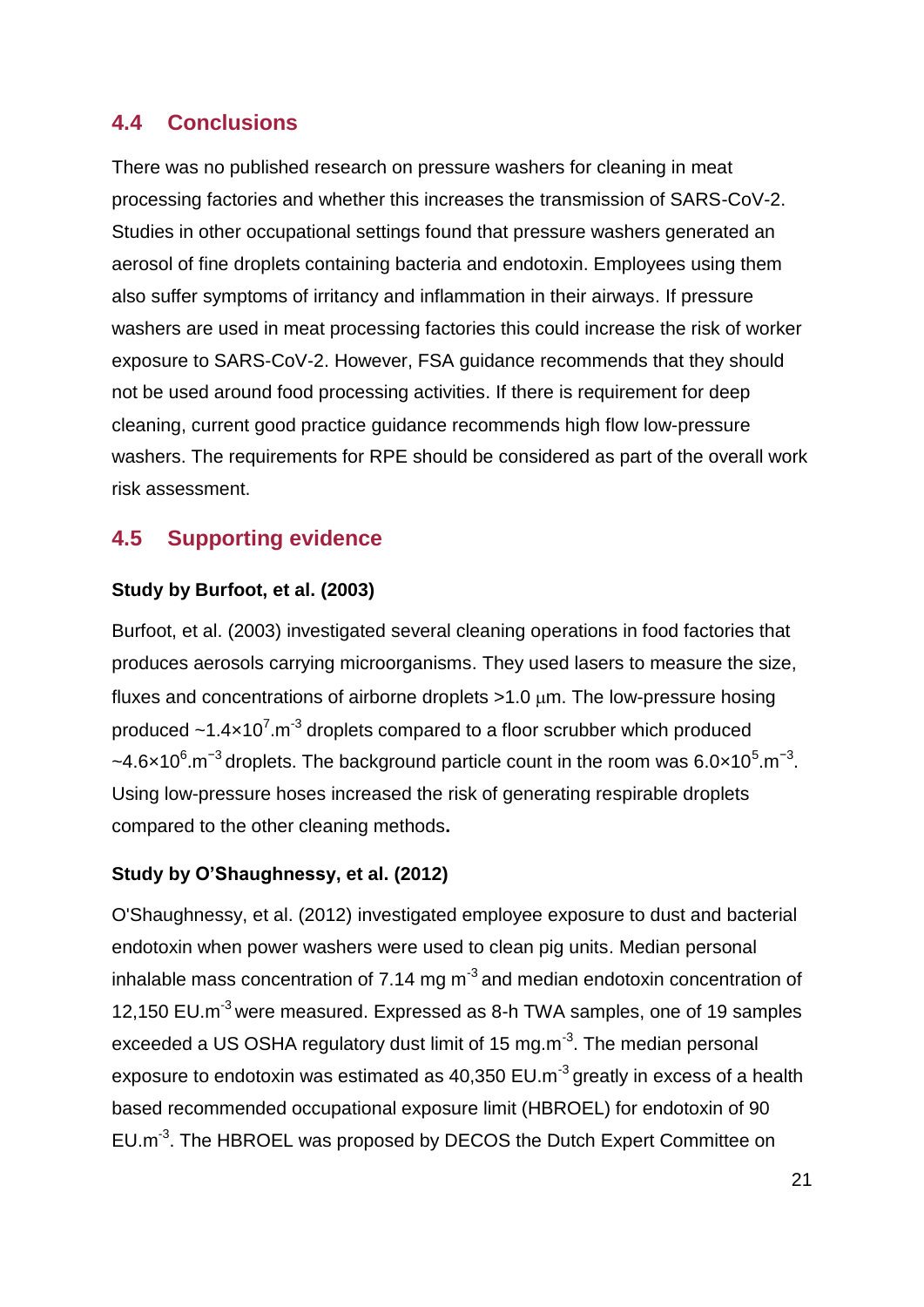## 4.4 Conclusions

There was no published research on pressure washers for cleaning in meat processing factories and whether this increases the transmission of SARS-CoV-2. Studies in other occupational settings found that pressure washers generated an aerosol of fine droplets containing bacteria and endotoxin. Employees using them also suffer symptoms of irritancy and inflammation in their airways. If pressure washers are used in meat processing factories this could increase the risk of worker exposure to SARS-CoV-2. However, FSA guidance recommends that they should not be used around food processing activities. If there is requirement for deep cleaning, current good practice guidance recommends high flow low-pressure washers. The requirements for RPE should be considered as part of the overall work risk assessment.

## 4.5 Supporting evidence

**Study by Burfoot, et al. (2003)**

Burfoot, et al. (2003) investigated several cleaning operations in food factories that produces aerosols carrying microorganisms. They used lasers to measure the size, fluxes and concentrations of airborne droplets >1.0 μm. The low-pressure hosing produced ~$1.4 \times 10^7.m^{-3}$ droplets compared to a floor scrubber which produced ~$4.6 \times 10^6.m^{-3}$ droplets. The background particle count in the room was $6.0 \times 10^5.m^{-3}$. Using low-pressure hoses increased the risk of generating respirable droplets compared to the other cleaning methods**.**

**Study by O'Shaughnessy, et al. (2012)**

O'Shaughnessy, et al. (2012) investigated employee exposure to dust and bacterial endotoxin when power washers were used to clean pig units. Median personal inhalable mass concentration of 7.14 mg $m^{-3}$ and median endotoxin concentration of 12,150 $EU.m^{-3}$ were measured. Expressed as 8-h TWA samples, one of 19 samples exceeded a US OSHA regulatory dust limit of 15 $mg.m^{-3}$. The median personal exposure to endotoxin was estimated as 40,350 $EU.m^{-3}$ greatly in excess of a health based recommended occupational exposure limit (HBROEL) for endotoxin of 90 $EU.m^{-3}$. The HBROEL was proposed by DECOS the Dutch Expert Committee on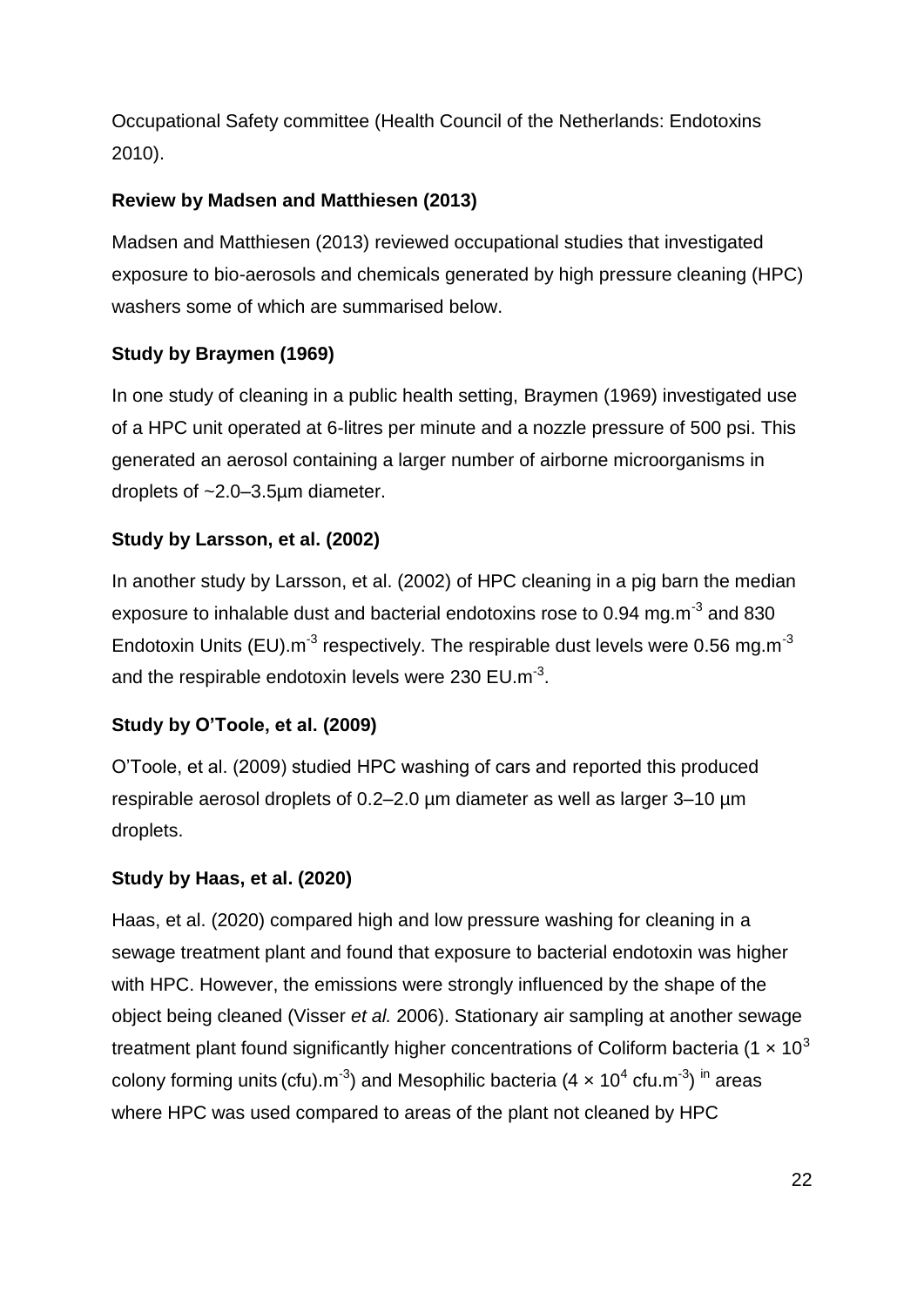Occupational Safety committee (Health Council of the Netherlands: Endotoxins 2010).

**Review by Madsen and Matthiesen (2013)**

Madsen and Matthiesen (2013) reviewed occupational studies that investigated exposure to bio-aerosols and chemicals generated by high pressure cleaning (HPC) washers some of which are summarised below.

**Study by Braymen (1969)**

In one study of cleaning in a public health setting, Braymen (1969) investigated use of a HPC unit operated at 6-litres per minute and a nozzle pressure of 500 psi. This generated an aerosol containing a larger number of airborne microorganisms in droplets of ~2.0–3.5µm diameter.

**Study by Larsson, et al. (2002)**

In another study by Larsson, et al. (2002) of HPC cleaning in a pig barn the median exposure to inhalable dust and bacterial endotoxins rose to 0.94 $mg.m^{-3}$ and 830 Endotoxin Units $(EU).m^{-3}$ respectively. The respirable dust levels were 0.56 $mg.m^{-3}$ and the respirable endotoxin levels were 230 $EU.m^{-3}$.

**Study by O'Toole, et al. (2009)**

O'Toole, et al. (2009) studied HPC washing of cars and reported this produced respirable aerosol droplets of 0.2–2.0 µm diameter as well as larger 3–10 µm droplets.

**Study by Haas, et al. (2020)**

Haas, et al. (2020) compared high and low pressure washing for cleaning in a sewage treatment plant and found that exposure to bacterial endotoxin was higher with HPC. However, the emissions were strongly influenced by the shape of the object being cleaned (Visser *et al.* 2006). Stationary air sampling at another sewage treatment plant found significantly higher concentrations of Coliform bacteria ($1 \times 10^3$ colony forming units $(cfu).m^{-3}$) and Mesophilic bacteria ($4 \times 10^4$ $cfu.m^{-3}$) in areas where HPC was used compared to areas of the plant not cleaned by HPC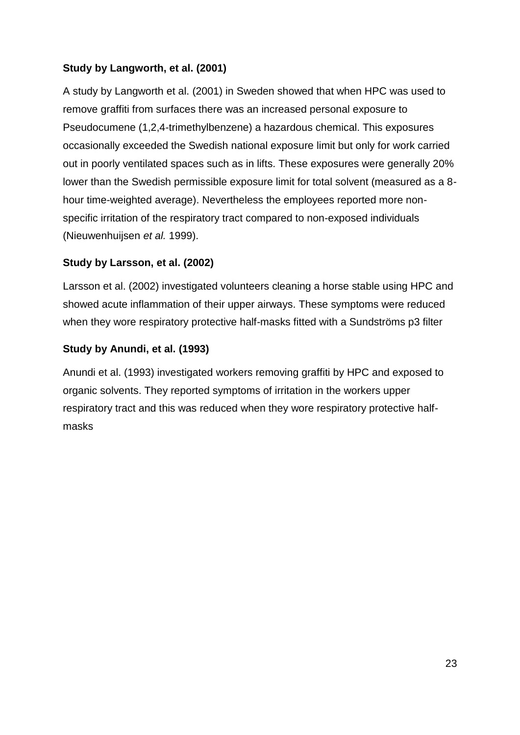### Study by Langworth, et al. (2001)

A study by Langworth et al. (2001) in Sweden showed that when HPC was used to remove graffiti from surfaces there was an increased personal exposure to Pseudocumene (1,2,4-trimethylbenzene) a hazardous chemical. This exposures occasionally exceeded the Swedish national exposure limit but only for work carried out in poorly ventilated spaces such as in lifts. These exposures were generally 20% lower than the Swedish permissible exposure limit for total solvent (measured as a 8-hour time-weighted average). Nevertheless the employees reported more non-specific irritation of the respiratory tract compared to non-exposed individuals (Nieuwenhuijsen *et al.* 1999).

### Study by Larsson, et al. (2002)

Larsson et al. (2002) investigated volunteers cleaning a horse stable using HPC and showed acute inflammation of their upper airways. These symptoms were reduced when they wore respiratory protective half-masks fitted with a Sundströms p3 filter

### Study by Anundi, et al. (1993)

Anundi et al. (1993) investigated workers removing graffiti by HPC and exposed to organic solvents. They reported symptoms of irritation in the workers upper respiratory tract and this was reduced when they wore respiratory protective half-masks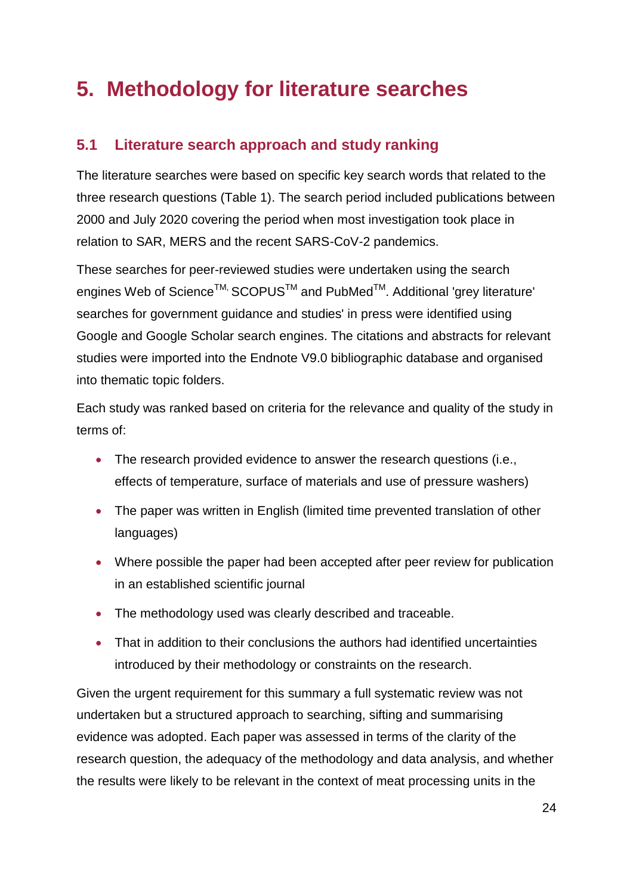# 5. Methodology for literature searches

## 5.1 Literature search approach and study ranking

The literature searches were based on specific key search words that related to the three research questions (Table 1). The search period included publications between 2000 and July 2020 covering the period when most investigation took place in relation to SAR, MERS and the recent SARS-CoV-2 pandemics.

These searches for peer-reviewed studies were undertaken using the search engines Web of Science™, SCOPUS™ and PubMed™. Additional 'grey literature' searches for government guidance and studies' in press were identified using Google and Google Scholar search engines. The citations and abstracts for relevant studies were imported into the Endnote V9.0 bibliographic database and organised into thematic topic folders.

Each study was ranked based on criteria for the relevance and quality of the study in terms of:

- The research provided evidence to answer the research questions (i.e., effects of temperature, surface of materials and use of pressure washers)
- The paper was written in English (limited time prevented translation of other languages)
- Where possible the paper had been accepted after peer review for publication in an established scientific journal
- The methodology used was clearly described and traceable.
- That in addition to their conclusions the authors had identified uncertainties introduced by their methodology or constraints on the research.

Given the urgent requirement for this summary a full systematic review was not undertaken but a structured approach to searching, sifting and summarising evidence was adopted. Each paper was assessed in terms of the clarity of the research question, the adequacy of the methodology and data analysis, and whether the results were likely to be relevant in the context of meat processing units in the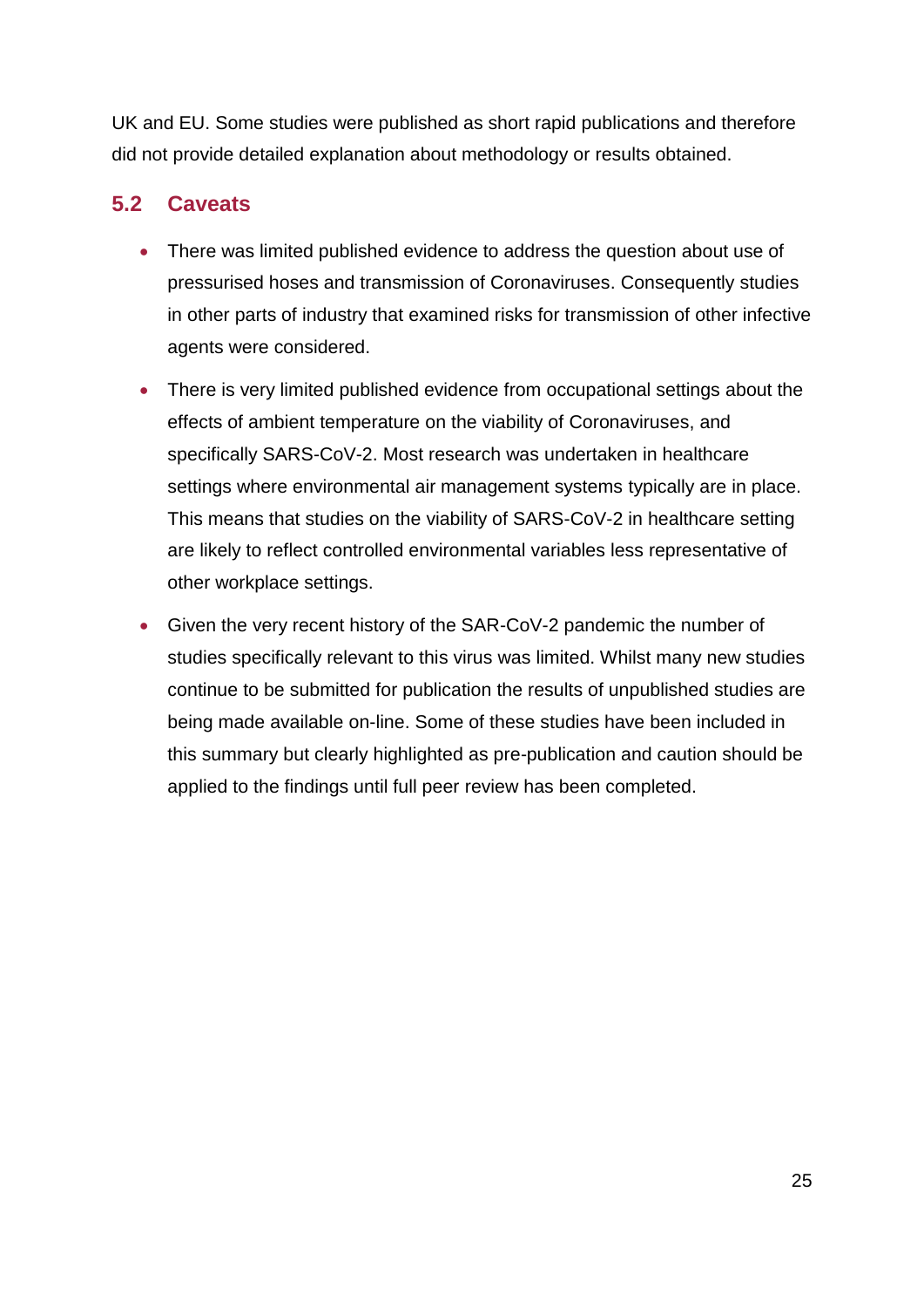UK and EU. Some studies were published as short rapid publications and therefore did not provide detailed explanation about methodology or results obtained.

## 5.2 Caveats

- There was limited published evidence to address the question about use of pressurised hoses and transmission of Coronaviruses. Consequently studies in other parts of industry that examined risks for transmission of other infective agents were considered.
- There is very limited published evidence from occupational settings about the effects of ambient temperature on the viability of Coronaviruses, and specifically SARS-CoV-2. Most research was undertaken in healthcare settings where environmental air management systems typically are in place. This means that studies on the viability of SARS-CoV-2 in healthcare setting are likely to reflect controlled environmental variables less representative of other workplace settings.
- Given the very recent history of the SAR-CoV-2 pandemic the number of studies specifically relevant to this virus was limited. Whilst many new studies continue to be submitted for publication the results of unpublished studies are being made available on-line. Some of these studies have been included in this summary but clearly highlighted as pre-publication and caution should be applied to the findings until full peer review has been completed.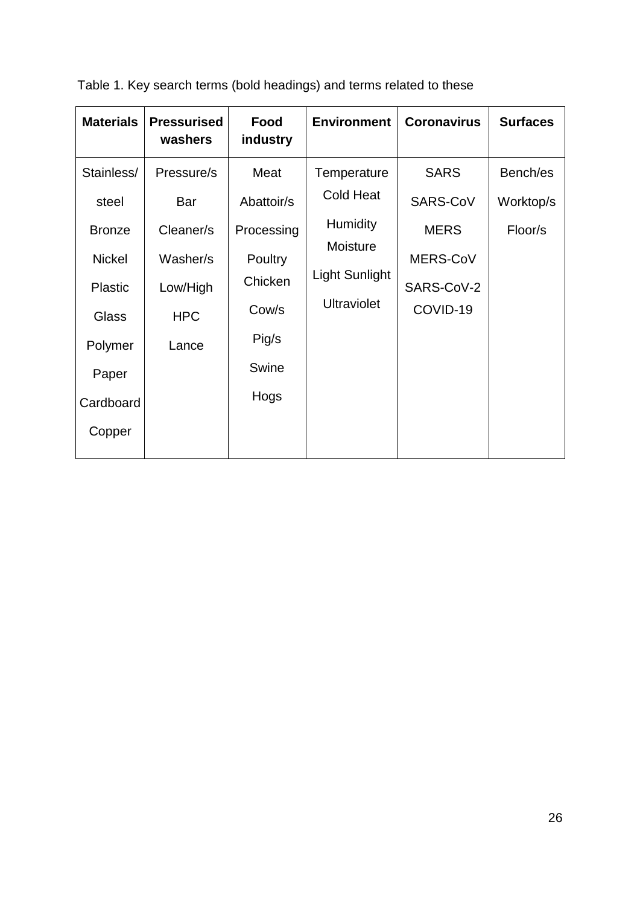Table 1. Key search terms (bold headings) and terms related to these

| **Materials** | **Pressurised washers** | **Food industry** | **Environment** | **Coronavirus** | **Surfaces** |
|---|---|---|---|---|---|
| Stainless/ | Pressure/s | Meat | Temperature | SARS | Bench/es |
| steel | Bar | Abattoir/s | Cold Heat | SARS-CoV | Worktop/s |
| Bronze | Cleaner/s | Processing | Humidity | MERS | Floor/s |
| Nickel | Washer/s | Poultry | Moisture | MERS-CoV | |
| Plastic | Low/High | Chicken | Light Sunlight | SARS-CoV-2 | |
| Glass | HPC | Cow/s | Ultraviolet | COVID-19 | |
| Polymer | Lance | Pig/s | | | |
| Paper | | Swine | | | |
| Cardboard | | Hogs | | | |
| Copper | | | | | |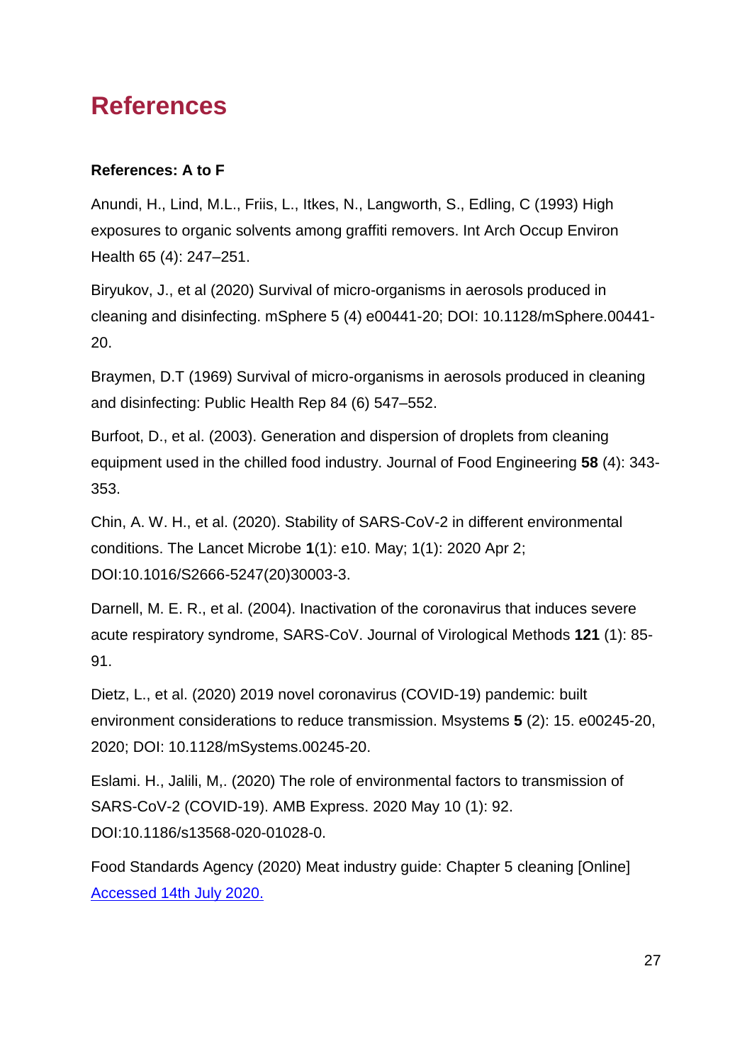# References

**References: A to F**

Anundi, H., Lind, M.L., Friis, L., Itkes, N., Langworth, S., Edling, C (1993) High exposures to organic solvents among graffiti removers. Int Arch Occup Environ Health 65 (4): 247–251.

Biryukov, J., et al (2020) Survival of micro-organisms in aerosols produced in cleaning and disinfecting. mSphere 5 (4) e00441-20; DOI: 10.1128/mSphere.00441-20.

Braymen, D.T (1969) Survival of micro-organisms in aerosols produced in cleaning and disinfecting: Public Health Rep 84 (6) 547–552.

Burfoot, D., et al. (2003). Generation and dispersion of droplets from cleaning equipment used in the chilled food industry. Journal of Food Engineering **58** (4): 343-353.

Chin, A. W. H., et al. (2020). Stability of SARS-CoV-2 in different environmental conditions. The Lancet Microbe **1**(1): e10. May; 1(1): 2020 Apr 2; DOI:10.1016/S2666-5247(20)30003-3.

Darnell, M. E. R., et al. (2004). Inactivation of the coronavirus that induces severe acute respiratory syndrome, SARS-CoV. Journal of Virological Methods **121** (1): 85-91.

Dietz, L., et al. (2020) 2019 novel coronavirus (COVID-19) pandemic: built environment considerations to reduce transmission. Msystems **5** (2): 15. e00245-20, 2020; DOI: 10.1128/mSystems.00245-20.

Eslami. H., Jalili, M,. (2020) The role of environmental factors to transmission of SARS-CoV-2 (COVID-19). AMB Express. 2020 May 10 (1): 92. DOI:10.1186/s13568-020-01028-0.

Food Standards Agency (2020) Meat industry guide: Chapter 5 cleaning [Online] Accessed 14th July 2020.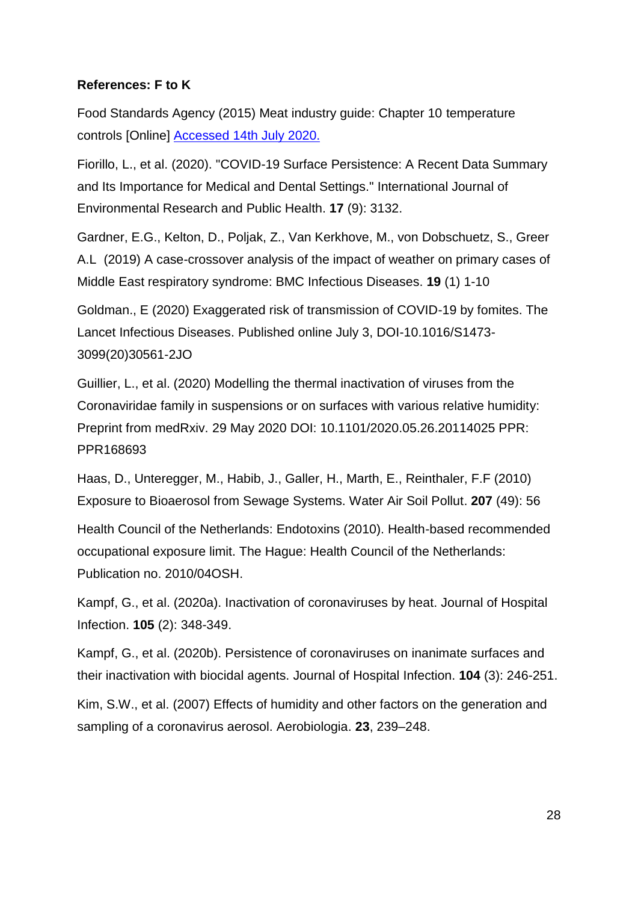**References: F to K**

Food Standards Agency (2015) Meat industry guide: Chapter 10 temperature controls [Online] Accessed 14th July 2020.

Fiorillo, L., et al. (2020). "COVID-19 Surface Persistence: A Recent Data Summary and Its Importance for Medical and Dental Settings." International Journal of Environmental Research and Public Health. **17** (9): 3132.

Gardner, E.G., Kelton, D., Poljak, Z., Van Kerkhove, M., von Dobschuetz, S., Greer A.L (2019) A case-crossover analysis of the impact of weather on primary cases of Middle East respiratory syndrome: BMC Infectious Diseases. **19** (1) 1-10

Goldman., E (2020) Exaggerated risk of transmission of COVID-19 by fomites. The Lancet Infectious Diseases. Published online July 3, DOI-10.1016/S1473-3099(20)30561-2JO

Guillier, L., et al. (2020) Modelling the thermal inactivation of viruses from the Coronaviridae family in suspensions or on surfaces with various relative humidity: Preprint from medRxiv. 29 May 2020 DOI: 10.1101/2020.05.26.20114025 PPR: PPR168693

Haas, D., Unteregger, M., Habib, J., Galler, H., Marth, E., Reinthaler, F.F (2010) Exposure to Bioaerosol from Sewage Systems. Water Air Soil Pollut. **207** (49): 56

Health Council of the Netherlands: Endotoxins (2010). Health-based recommended occupational exposure limit. The Hague: Health Council of the Netherlands: Publication no. 2010/04OSH.

Kampf, G., et al. (2020a). Inactivation of coronaviruses by heat. Journal of Hospital Infection. **105** (2): 348-349.

Kampf, G., et al. (2020b). Persistence of coronaviruses on inanimate surfaces and their inactivation with biocidal agents. Journal of Hospital Infection. **104** (3): 246-251.

Kim, S.W., et al. (2007) Effects of humidity and other factors on the generation and sampling of a coronavirus aerosol. Aerobiologia. **23**, 239–248.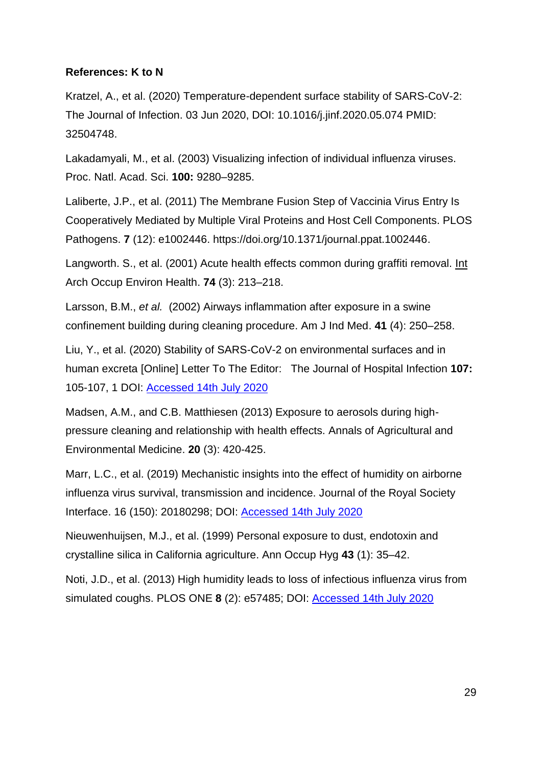**References: K to N**

Kratzel, A., et al. (2020) Temperature-dependent surface stability of SARS-CoV-2: The Journal of Infection. 03 Jun 2020, DOI: 10.1016/j.jinf.2020.05.074 PMID: 32504748.

Lakadamyali, M., et al. (2003) Visualizing infection of individual influenza viruses. Proc. Natl. Acad. Sci. **100:** 9280–9285.

Laliberte, J.P., et al. (2011) The Membrane Fusion Step of Vaccinia Virus Entry Is Cooperatively Mediated by Multiple Viral Proteins and Host Cell Components. PLOS Pathogens. **7** (12): e1002446. https://doi.org/10.1371/journal.ppat.1002446.

Langworth. S., et al. (2001) Acute health effects common during graffiti removal. Int Arch Occup Environ Health. **74** (3): 213–218.

Larsson, B.M., *et al.* (2002) Airways inflammation after exposure in a swine confinement building during cleaning procedure. Am J Ind Med. **41** (4): 250–258.

Liu, Y., et al. (2020) Stability of SARS-CoV-2 on environmental surfaces and in human excreta [Online] Letter To The Editor: The Journal of Hospital Infection **107:** 105-107, 1 DOI: Accessed 14th July 2020

Madsen, A.M., and C.B. Matthiesen (2013) Exposure to aerosols during high-pressure cleaning and relationship with health effects. Annals of Agricultural and Environmental Medicine. **20** (3): 420-425.

Marr, L.C., et al. (2019) Mechanistic insights into the effect of humidity on airborne influenza virus survival, transmission and incidence. Journal of the Royal Society Interface. 16 (150): 20180298; DOI: Accessed 14th July 2020

Nieuwenhuijsen, M.J., et al. (1999) Personal exposure to dust, endotoxin and crystalline silica in California agriculture. Ann Occup Hyg **43** (1): 35–42.

Noti, J.D., et al. (2013) High humidity leads to loss of infectious influenza virus from simulated coughs. PLOS ONE **8** (2): e57485; DOI: Accessed 14th July 2020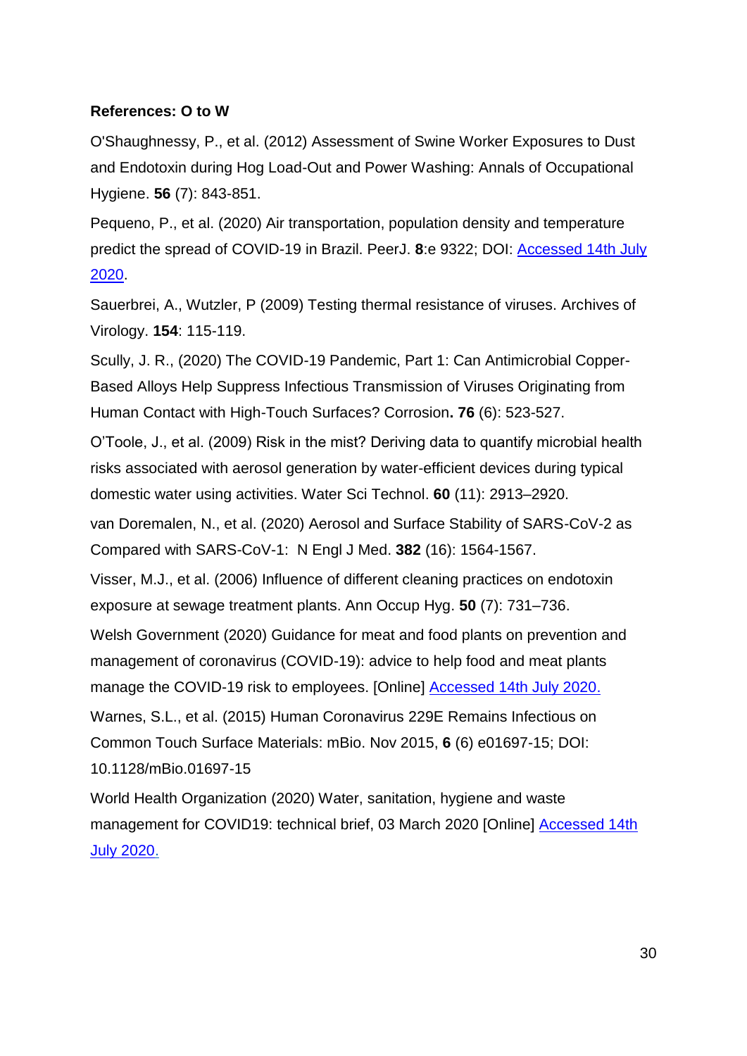**References: O to W**

O'Shaughnessy, P., et al. (2012) Assessment of Swine Worker Exposures to Dust and Endotoxin during Hog Load-Out and Power Washing: Annals of Occupational Hygiene. **56** (7): 843-851.

Pequeno, P., et al. (2020) Air transportation, population density and temperature predict the spread of COVID-19 in Brazil. PeerJ. **8**:e 9322; DOI: Accessed 14th July 2020.

Sauerbrei, A., Wutzler, P (2009) Testing thermal resistance of viruses. Archives of Virology. **154**: 115-119.

Scully, J. R., (2020) The COVID-19 Pandemic, Part 1: Can Antimicrobial Copper-Based Alloys Help Suppress Infectious Transmission of Viruses Originating from Human Contact with High-Touch Surfaces? Corrosion**. 76** (6): 523-527.

O'Toole, J., et al. (2009) Risk in the mist? Deriving data to quantify microbial health risks associated with aerosol generation by water-efficient devices during typical domestic water using activities. Water Sci Technol. **60** (11): 2913–2920.

van Doremalen, N., et al. (2020) Aerosol and Surface Stability of SARS-CoV-2 as Compared with SARS-CoV-1: N Engl J Med. **382** (16): 1564-1567.

Visser, M.J., et al. (2006) Influence of different cleaning practices on endotoxin exposure at sewage treatment plants. Ann Occup Hyg. **50** (7): 731–736.

Welsh Government (2020) Guidance for meat and food plants on prevention and management of coronavirus (COVID-19): advice to help food and meat plants manage the COVID-19 risk to employees. [Online] Accessed 14th July 2020.

Warnes, S.L., et al. (2015) Human Coronavirus 229E Remains Infectious on Common Touch Surface Materials: mBio. Nov 2015, **6** (6) e01697-15; DOI: 10.1128/mBio.01697-15

World Health Organization (2020) Water, sanitation, hygiene and waste management for COVID19: technical brief, 03 March 2020 [Online] Accessed 14th July 2020.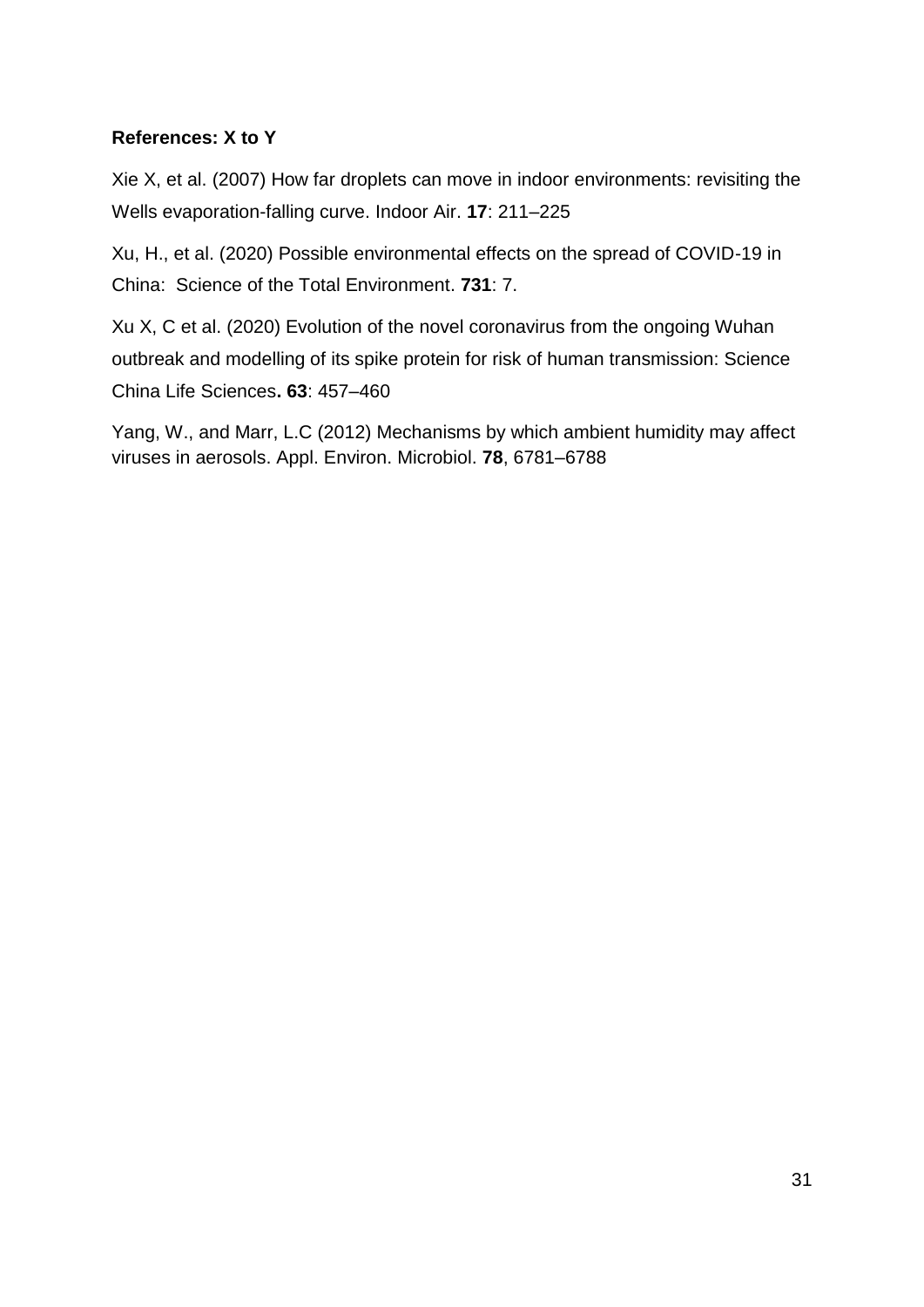**References: X to Y**

Xie X, et al. (2007) How far droplets can move in indoor environments: revisiting the Wells evaporation-falling curve. Indoor Air. **17**: 211–225

Xu, H., et al. (2020) Possible environmental effects on the spread of COVID-19 in China: Science of the Total Environment. **731**: 7.

Xu X, C et al. (2020) Evolution of the novel coronavirus from the ongoing Wuhan outbreak and modelling of its spike protein for risk of human transmission: Science China Life Sciences**. 63**: 457–460

Yang, W., and Marr, L.C (2012) Mechanisms by which ambient humidity may affect viruses in aerosols. Appl. Environ. Microbiol. **78**, 6781–6788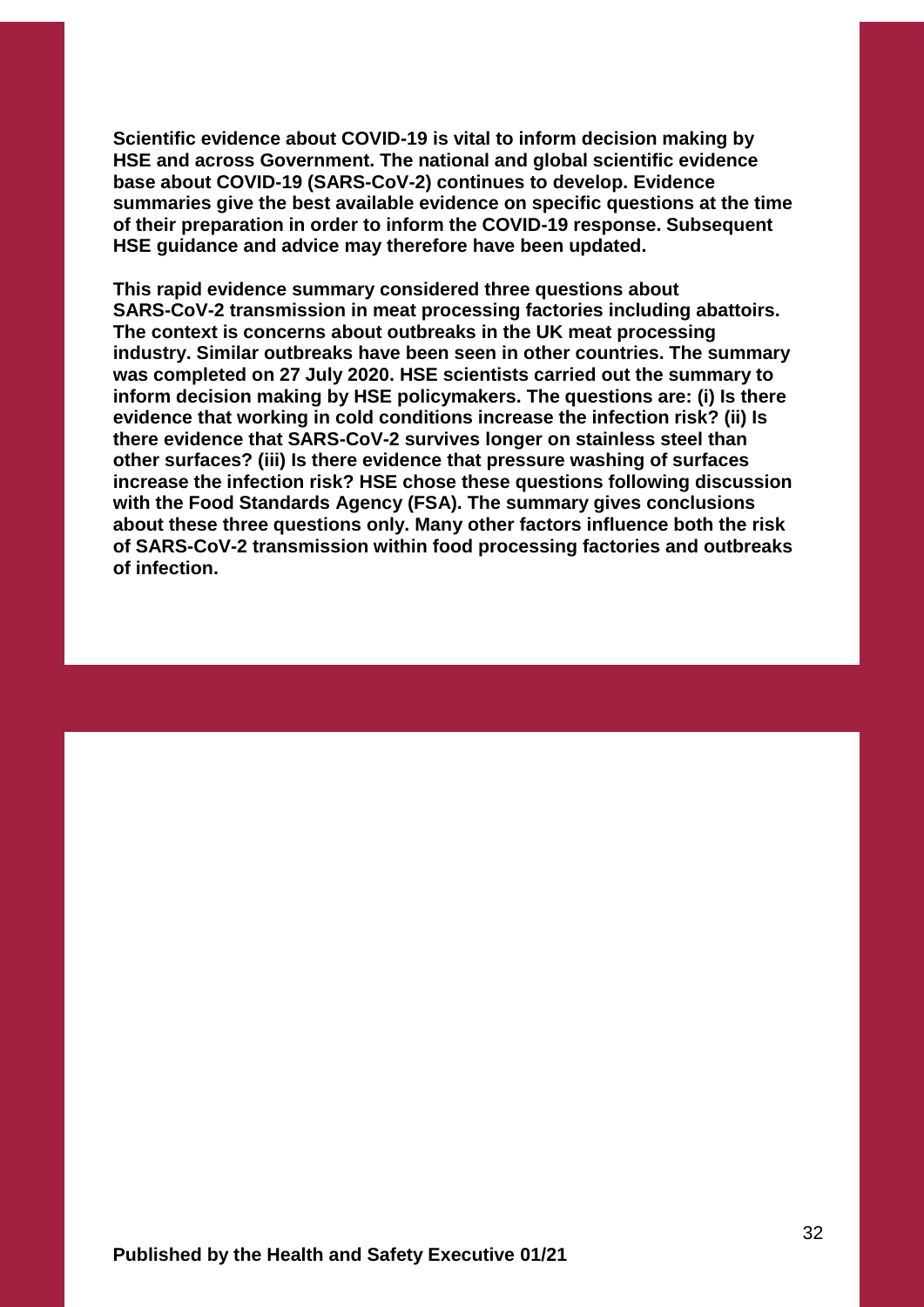**Scientific evidence about COVID-19 is vital to inform decision making by HSE and across Government. The national and global scientific evidence base about COVID-19 (SARS-CoV-2) continues to develop. Evidence summaries give the best available evidence on specific questions at the time of their preparation in order to inform the COVID-19 response. Subsequent HSE guidance and advice may therefore have been updated.**

**This rapid evidence summary considered three questions about SARS-CoV-2 transmission in meat processing factories including abattoirs. The context is concerns about outbreaks in the UK meat processing industry. Similar outbreaks have been seen in other countries. The summary was completed on 27 July 2020. HSE scientists carried out the summary to inform decision making by HSE policymakers. The questions are: (i) Is there evidence that working in cold conditions increase the infection risk? (ii) Is there evidence that SARS-CoV-2 survives longer on stainless steel than other surfaces? (iii) Is there evidence that pressure washing of surfaces increase the infection risk? HSE chose these questions following discussion with the Food Standards Agency (FSA). The summary gives conclusions about these three questions only. Many other factors influence both the risk of SARS-CoV-2 transmission within food processing factories and outbreaks of infection.**

**Published by the Health and Safety Executive 01/21**